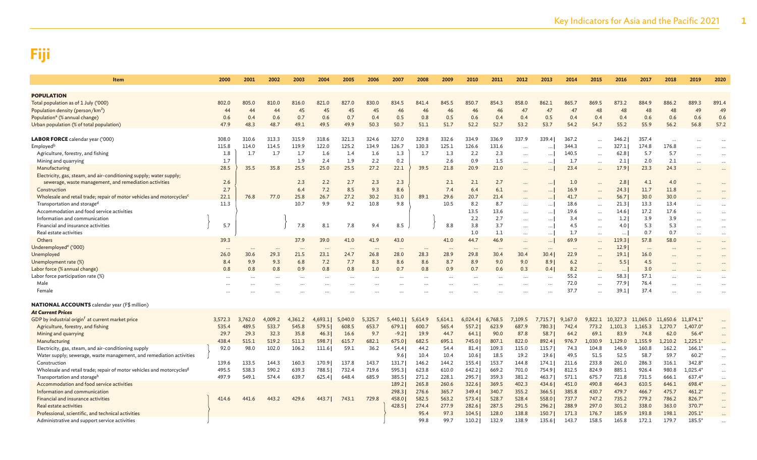# Fiji

| Item | 2000 | 2001 | 2002 | 2003 | 2004 | 2005 | 2006 | 2007 | 2008 | 2009 | 2010 | 2011 | 2012 | 2013 | 2014 | 2015 | 2016 | 2017 | 2018 | 2019 | 2020 |
|---|---|---|---|---|---|---|---|---|---|---|---|---|---|---|---|---|---|---|---|---|---|
| **POPULATION** | | | | | | | | | | | | | | | | | | | | | |
| Total population as of 1 July ('000) | 802.0 | 805.0 | 810.0 | 816.0 | 821.0 | 827.0 | 830.0 | 834.5 | 841.4 | 845.5 | 850.7 | 854.3 | 858.0 | 862.1 | 865.7 | 869.5 | 873.2 | 884.9 | 886.2 | 889.3 | 891.4 |
| Population density (person/km²) | 44 | 44 | 44 | 45 | 45 | 45 | 45 | 46 | 46 | 46 | 46 | 46 | 47 | 47 | 47 | 48 | 48 | 48 | 48 | 49 | 49 |
| Population[a] (% annual change) | 0.6 | 0.4 | 0.6 | 0.7 | 0.6 | 0.7 | 0.4 | 0.5 | 0.8 | 0.5 | 0.6 | 0.4 | 0.4 | 0.5 | 0.4 | 0.4 | 0.4 | 0.6 | 0.6 | 0.6 | 0.6 |
| Urban population (% of total population) | 47.9 | 48.3 | 48.7 | 49.1 | 49.5 | 49.9 | 50.3 | 50.7 | 51.1 | 51.7 | 52.2 | 52.7 | 53.2 | 53.7 | 54.2 | 54.7 | 55.2 | 55.9 | 56.2 | 56.8 | 57.2 |
| **LABOR FORCE** calendar year ('000) | 308.0 | 310.6 | 313.3 | 315.9 | 318.6 | 321.3 | 324.6 | 327.0 | 329.8 | 332.6 | 334.9 | 336.9 | 337.9 | 339.4 \| | 367.2 | ... | 346.2 \| | 357.4 | ... | ... | ... |
| Employed[b] | 115.8 | 114.0 | 114.5 | 119.9 | 122.0 | 125.2 | 134.9 | 126.7 | 130.3 | 125.1 | 126.6 | 131.6 | ... | ... \| | 344.3 | ... | 327.1 \| | 174.8 | 176.8 | ... | ... |
| Agriculture, forestry, and fishing | 1.8 | 1.7 | 1.7 | 1.7 | 1.6 | 1.4 | 1.6 | 1.3 | 1.7 | 1.3 | 2.2 | 2.3 | ... | ... \| | 140.5 | ... | 62.8 \| | 5.7 | 5.7 | ... | ... |
| Mining and quarrying | 1.7 | | | 1.9 | 2.4 | 1.9 | 2.2 | 0.2 | | 2.6 | 0.9 | 1.5 | ... | ... \| | 1.7 | ... | 2.1 \| | 2.0 | 2.1 | ... | ... |
| Manufacturing | 28.5 | 35.5 | 35.8 | 25.5 | 25.0 | 25.5 | 27.2 | 22.1 | 39.5 | 21.8 | 20.9 | 21.0 | ... | ... \| | 23.4 | ... | 17.9 \| | 23.3 | 24.3 | ... | ... |
| Electricity, gas, steam, and air-conditioning supply; water supply; sewerage, waste management, and remediation activities | 2.6 | | | 2.3 | 2.2 | 2.7 | 2.3 | 2.3 | | 2.1 | 2.1 | 2.7 | ... | ... \| | 1.0 | ... | 2.8 \| | 4.1 | 4.0 | ... | ... |
| Construction | 2.7 | | | 6.4 | 7.2 | 8.5 | 9.3 | 8.6 | | 7.4 | 6.4 | 6.1 | ... | ... \| | 16.9 | ... | 24.3 \| | 11.7 | 11.8 | ... | ... |
| Wholesale and retail trade; repair of motor vehicles and motorcycles[c] | 22.1 | 76.8 | 77.0 | 25.8 | 26.7 | 27.2 | 30.2 | 31.0 | 89.1 | 29.6 | 20.7 | 21.4 | ... | ... \| | 41.7 | ... | 56.7 \| | 30.0 | 30.0 | ... | ... |
| Transportation and storage[d] | 11.3 | | | 10.7 | 9.9 | 9.2 | 10.8 | 9.8 | | 10.5 | 8.2 | 8.7 | ... | ... \| | 18.6 | ... | 21.3 \| | 13.3 | 13.4 | ... | ... |
| Accommodation and food service activities | | | | | | | | | | | 13.5 | 13.6 | ... | ... \| | 19.6 | ... | 14.6 \| | 17.2 | 17.6 | ... | ... |
| Information and communication | | | | | | | | | | | 2.2 | 2.7 | ... | ... \| | 3.4 | ... | 1.2 \| | 3.9 | 3.9 | ... | ... |
| Financial and insurance activities | 5.7 | | | 7.8 | 8.1 | 7.8 | 9.4 | 8.5 | | 8.8 | 3.8 | 3.7 | ... | ... \| | 4.5 | ... | 4.0 \| | 5.3 | 5.3 | ... | ... |
| Real estate activities | | | | | | | | | | | 1.0 | 1.1 | ... | ... \| | 1.7 | ... | ... \| | 0.7 | 0.7 | ... | ... |
| Others | 39.3 | | ... | 37.9 | 39.0 | 41.0 | 41.9 | 43.0 | | 41.0 | 44.7 | 46.9 | ... | ... \| | 69.9 | ... | 119.3 \| | 57.8 | 58.0 | ... | ... |
| Underemployed[e] ('000) | ... | ... | ... | ... | ... | ... | ... | ... | ... | ... | ... | ... | ... | ... | ... | ... | 12.9 \| | ... | ... | ... | ... |
| Unemployed | 26.0 | 30.6 | 29.3 | 21.5 | 23.1 | 24.7 | 26.8 | 28.0 | 28.3 | 28.9 | 29.8 | 30.4 | 30.4 | 30.4 \| | 22.9 | ... | 19.1 \| | 16.0 | ... | ... | ... |
| Unemployment rate (%) | 8.4 | 9.9 | 9.3 | 6.8 | 7.2 | 7.7 | 8.3 | 8.6 | 8.6 | 8.7 | 8.9 | 9.0 | 9.0 | 8.9 \| | 6.2 | ... | 5.5 \| | 4.5 | ... | ... | ... |
| Labor force (% annual change) | 0.8 | 0.8 | 0.8 | 0.9 | 0.8 | 0.8 | 1.0 | 0.7 | 0.8 | 0.9 | 0.7 | 0.6 | 0.3 | 0.4 \| | 8.2 | ... | ... \| | 3.0 | ... | ... | ... |
| Labor force participation rate (%) | ... | ... | ... | ... | ... | ... | ... | ... | ... | ... | ... | ... | ... | ... | 55.2 | ... | 58.3 \| | 57.1 | ... | ... | ... |
| Male | ... | ... | ... | ... | ... | ... | ... | ... | ... | ... | ... | ... | ... | ... | 72.0 | ... | 77.9 \| | 76.4 | ... | ... | ... |
| Female | ... | ... | ... | ... | ... | ... | ... | ... | ... | ... | ... | ... | ... | ... | 37.7 | ... | 39.1 \| | 37.4 | ... | ... | ... |
| **NATIONAL ACCOUNTS** calendar year (F$ million) | | | | | | | | | | | | | | | | | | | | | |
| ***At Current Prices*** | | | | | | | | | | | | | | | | | | | | | |
| GDP by industrial origin[f] at current market price | 3,572.3 | 3,762.0 | 4,009.2 | 4,361.2 | 4,693.1 \| | 5,040.0 | 5,325.7 | 5,440.1 \| | 5,614.9 | 5,614.1 | 6,024.4 \| | 6,768.5 | 7,109.5 | 7,715.7 \| | 9,167.0 | 9,822.1 | 10,327.3 | 11,065.0 | 11,650.6 | 11,874.1* | ... |
| Agriculture, forestry, and fishing | 535.4 | 489.5 | 533.7 | 545.8 | 579.5 \| | 608.5 | 653.7 | 679.1 \| | 600.7 | 565.4 | 557.2 \| | 623.9 | 687.9 | 780.3 \| | 742.4 | 773.2 | 1,101.3 | 1,165.3 | 1,270.7 | 1,407.0* | ... |
| Mining and quarrying | 29.7 | 29.3 | 32.3 | 35.8 | 46.3 \| | 16.6 | 9.7 | -9.2 \| | 19.9 | 44.7 | 64.1 \| | 90.0 | 87.8 | 58.7 \| | 64.2 | 69.1 | 83.9 | 74.8 | 62.0 | 56.4* | ... |
| Manufacturing | 438.4 | 515.1 | 519.2 | 511.3 | 598.7 \| | 615.7 | 682.1 | 675.0 \| | 682.5 | 695.1 | 745.0 \| | 807.1 | 822.0 | 892.4 \| | 976.7 | 1,030.9 | 1,129.0 | 1,155.9 | 1,210.2 | 1,225.1* | ... |
| Electricity, gas, steam, and air-conditioning supply | 92.0 | 98.0 | 102.0 | 106.2 | 111.6 \| | 59.1 | 36.2 | 54.4 \| | 44.2 | 54.4 | 81.4 \| | 109.3 | 115.0 | 115.7 \| | 74.3 | 104.8 | 146.9 | 160.8 | 162.2 | 166.1* | ... |
| Water supply; sewerage, waste management, and remediation activities | | | | | | | | 9.6 \| | 10.4 | 10.4 | 10.6 \| | 18.5 | 19.2 | 19.6 \| | 49.5 | 51.5 | 52.5 | 58.7 | 59.7 | 60.2* | ... |
| Construction | 139.6 | 133.5 | 144.3 | 160.3 | 170.9 \| | 137.8 | 143.7 | 131.7 \| | 146.2 | 144.2 | 155.4 \| | 153.7 | 144.8 | 174.1 \| | 211.6 | 233.8 | 261.0 | 286.3 | 316.1 | 342.8* | ... |
| Wholesale and retail trade; repair of motor vehicles and motorcycles[g] | 495.5 | 538.3 | 590.2 | 639.3 | 788.5 \| | 732.4 | 719.6 | 595.3 \| | 623.8 | 610.0 | 642.2 \| | 669.2 | 701.0 | 754.9 \| | 812.5 | 824.9 | 885.1 | 926.4 | 980.8 | 1,025.4* | ... |
| Transportation and storage[h] | 497.9 | 549.1 | 574.4 | 639.7 | 625.4 \| | 648.4 | 685.9 | 385.5 \| | 271.2 | 228.1 | 295.7 \| | 359.3 | 381.2 | 463.7 \| | 571.1 | 675.7 | 721.8 | 731.5 | 666.1 | 637.4* | ... |
| Accommodation and food service activities | | | | | | | | 189.2 \| | 265.8 | 260.6 | 322.6 \| | 369.5 | 402.3 | 434.6 \| | 451.0 | 490.8 | 464.3 | 610.5 | 646.1 | 698.4* | ... |
| Information and communication | | | | | | | | 298.3 \| | 276.6 | 365.7 | 349.4 \| | 340.7 | 355.2 | 366.5 \| | 385.8 | 430.7 | 479.7 | 466.7 | 475.7 | 461.2* | ... |
| Financial and insurance activities | 414.6 | 441.6 | 443.2 | 429.6 | 443.7 \| | 743.1 | 729.8 | 458.0 \| | 582.5 | 563.2 | 573.4 \| | 528.7 | 528.4 | 558.0 \| | 737.7 | 747.2 | 735.2 | 779.2 | 786.2 | 826.7* | ... |
| Real estate activities | | | | | | | | 428.5 \| | 274.4 | 277.9 | 282.6 \| | 287.5 | 291.5 | 296.2 \| | 288.9 | 297.0 | 301.2 | 338.0 | 363.0 | 370.7* | ... |
| Professional, scientific, and technical activities | | | | | | | | | 95.4 | 97.3 | 104.5 \| | 128.0 | 138.8 | 150.7 \| | 171.3 | 176.7 | 185.9 | 193.8 | 198.1 | 205.1* | ... |
| Administrative and support service activities | | | | | | | | | 99.8 | 99.7 | 110.2 \| | 132.9 | 138.9 | 135.6 \| | 143.7 | 158.5 | 165.8 | 172.1 | 179.7 | 185.5* | ... |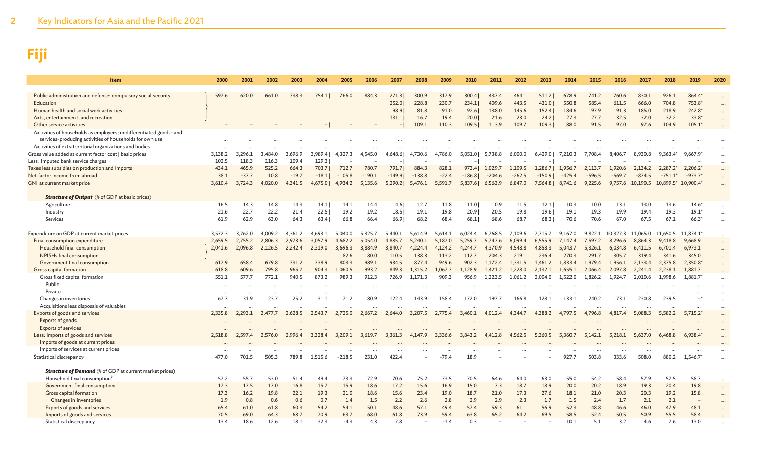# Fiji

| Item | 2000 | 2001 | 2002 | 2003 | 2004 | 2005 | 2006 | 2007 | 2008 | 2009 | 2010 | 2011 | 2012 | 2013 | 2014 | 2015 | 2016 | 2017 | 2018 | 2019 | 2020 |
|---|---|---|---|---|---|---|---|---|---|---|---|---|---|---|---|---|---|---|---|---|---|
| Public administration and defense; compulsory social security | 597.6 | 620.0 | 661.0 | 738.3 | 754.1 \| | 766.0 | 884.3 | 271.3 \| | 300.9 | 317.9 | 300.4 \| | 437.4 | 464.1 | 511.2 \| | 678.9 | 741.2 | 760.6 | 830.1 | 926.1 | 864.4* | ... |
| Education | | | | | | | | 252.0 \| | 228.8 | 230.7 | 234.1 \| | 409.6 | 443.5 | 431.0 \| | 550.8 | 585.4 | 611.5 | 666.0 | 704.8 | 753.8* | ... |
| Human health and social work activities | | | | | | | | 98.9 \| | 81.8 | 91.0 | 92.6 \| | 138.0 | 145.6 | 152.4 \| | 184.6 | 197.9 | 191.3 | 185.0 | 218.9 | 242.8* | ... |
| Arts, entertainment, and recreation | | | | | | | | 131.1 \| | 16.7 | 19.4 | 20.0 \| | 21.6 | 23.0 | 24.2 \| | 27.3 | 27.7 | 32.5 | 32.0 | 32.2 | 33.8* | ... |
| Other service activities | – | – | – | – | – \| | – | – | – \| | 109.1 | 110.3 | 109.5 \| | 113.9 | 109.7 | 109.3 \| | 88.0 | 91.5 | 97.0 | 97.6 | 104.9 | 105.1* | ... |
| Activities of households as employers; undifferentiated goods- and services-producing activities of households for own use | ... | ... | ... | ... | ... | ... | ... | ... | ... | ... | ... | ... | ... | ... | ... | ... | ... | ... | ... | ... | ... |
| Activities of extraterritorial organizations and bodies | ... | ... | ... | ... | ... | ... | ... | ... | ... | ... | ... | ... | ... | ... | ... | ... | ... | ... | ... | ... | ... |
| Gross value added at current factor cost \| basic prices | 3,138.2 | 3,296.1 | 3,484.0 | 3,696.9 | 3,989.4 \| | 4,327.3 | 4,545.0 | 4,648.6 \| | 4,730.6 | 4,786.0 | 5,051.0 \| | 5,738.8 | 6,000.0 | 6,429.0 \| | 7,210.3 | 7,708.4 | 8,406.7 | 8,930.8 | 9,363.4* | 9,667.9* | ... |
| Less: Imputed bank service charges | 102.5 | 118.3 | 116.3 | 109.4 | 129.3 \| | – | – | – \| | – | – | – \| | – | – | – \| | – | – | – | – | – | – | ... |
| Taxes less subsidies on production and imports | 434.1 | 465.9 | 525.2 | 664.3 | 703.7 \| | 712.7 | 780.7 | 791.7 \| | 884.3 | 828.1 | 973.4 \| | 1,029.7 | 1,109.5 | 1,286.7 \| | 1,956.7 | 2,113.7 | 1,920.6 | 2,134.2 | 2,287.2* | 2,206.2* | ... |
| Net factor income from abroad | 38.1 | -37.7 | 10.8 | -19.7 | -18.1 \| | -105.8 | -190.1 | -149.9 \| | -138.8 | -22.4 | -186.8 \| | -204.6 | -262.5 | -150.9 \| | -425.4 | -596.5 | -569.7 | -874.5 | -751.1* | -973.7* | ... |
| GNI at current market price | 3,610.4 | 3,724.3 | 4,020.0 | 4,341.5 | 4,675.0 \| | 4,934.2 | 5,135.6 | 5,290.2 \| | 5,476.1 | 5,591.7 | 5,837.6 \| | 6,563.9 | 6,847.0 | 7,564.8 \| | 8,741.6 | 9,225.6 | 9,757.6 | 10,190.5 | 10,899.5* | 10,900.4* | ... |
| ***Structure of Output***[i] (% of GDP at basic prices) | | | | | | | | | | | | | | | | | | | | | |
| Agriculture | 16.5 | 14.3 | 14.8 | 14.3 | 14.1 \| | 14.1 | 14.4 | 14.6 \| | 12.7 | 11.8 | 11.0 \| | 10.9 | 11.5 | 12.1 \| | 10.3 | 10.0 | 13.1 | 13.0 | 13.6 | 14.6* | ... |
| Industry | 21.6 | 22.7 | 22.2 | 21.4 | 22.5 \| | 19.2 | 19.2 | 18.5 \| | 19.1 | 19.8 | 20.9 \| | 20.5 | 19.8 | 19.6 \| | 19.1 | 19.3 | 19.9 | 19.4 | 19.3 | 19.1* | ... |
| Services | 61.9 | 62.9 | 63.0 | 64.3 | 63.4 \| | 66.8 | 66.4 | 66.9 \| | 68.2 | 68.4 | 68.1 \| | 68.6 | 68.7 | 68.3 \| | 70.6 | 70.6 | 67.0 | 67.5 | 67.1 | 66.3* | ... |
| Expenditure on GDP at current market prices | 3,572.3 | 3,762.0 | 4,009.2 | 4,361.2 | 4,693.1 | 5,040.0 | 5,325.7 | 5,440.1 | 5,614.9 | 5,614.1 | 6,024.4 | 6,768.5 | 7,109.6 | 7,715.7 | 9,167.0 | 9,822.1 | 10,327.3 | 11,065.0 | 11,650.5 | 11,874.1* | ... |
| Final consumption expenditure | 2,659.5 | 2,755.2 | 2,806.3 | 2,973.6 | 3,057.9 | 4,682.2 | 5,054.0 | 4,885.7 | 5,240.1 | 5,187.0 | 5,259.7 | 5,747.6 | 6,099.4 | 6,555.9 | 7,147.4 | 7,597.2 | 8,296.6 | 8,864.3 | 9,418.8 | 9,668.9 | ... |
| Household final consumption | 2,041.6 | 2,096.8 | 2,126.5 | 2,242.4 | 2,319.0 | 3,696.3 | 3,884.9 | 3,840.7 | 4,224.4 | 4,124.2 | 4,244.7 | 4,370.9 | 4,548.8 | 4,858.3 | 5,043.7 | 5,326.1 | 6,034.8 | 6,411.5 | 6,701.4 | 6,973.1 | ... |
| NPISHs final consumption | | | | | | 182.6 | 180.0 | 110.5 | 138.3 | 113.2 | 112.7 | 204.3 | 219.1 | 236.4 | 270.3 | 291.7 | 305.7 | 319.4 | 341.6 | 345.0 | ... |
| Government final consumption | 617.9 | 658.4 | 679.8 | 731.2 | 738.9 | 803.3 | 989.1 | 934.5 | 877.4 | 949.6 | 902.3 | 1,172.4 | 1,331.5 | 1,461.2 | 1,833.4 | 1,979.4 | 1,956.1 | 2,133.4 | 2,375.8 | 2,350.8* | ... |
| Gross capital formation | 618.8 | 609.6 | 795.8 | 965.7 | 904.3 | 1,060.5 | 993.2 | 849.3 | 1,315.2 | 1,067.7 | 1,128.9 | 1,421.2 | 1,228.0 | 2,132.1 | 1,655.1 | 2,066.4 | 2,097.8 | 2,241.4 | 2,238.1 | 1,881.7 | ... |
| Gross fixed capital formation | 551.1 | 577.7 | 772.1 | 940.5 | 873.2 | 989.3 | 912.3 | 726.9 | 1,171.3 | 909.3 | 956.9 | 1,223.5 | 1,061.2 | 2,004.0 | 1,522.0 | 1,826.2 | 1,924.7 | 2,010.6 | 1,998.6 | 1,881.7* | ... |
| Public | ... | ... | ... | ... | ... | ... | ... | ... | ... | ... | ... | ... | ... | ... | ... | ... | ... | ... | ... | ... | ... |
| Private | ... | ... | ... | ... | ... | ... | ... | ... | ... | ... | ... | ... | ... | ... | ... | ... | ... | ... | ... | ... | ... |
| Changes in inventories | 67.7 | 31.9 | 23.7 | 25.2 | 31.1 | 71.2 | 80.9 | 122.4 | 143.9 | 158.4 | 172.0 | 197.7 | 166.8 | 128.1 | 133.1 | 240.2 | 173.1 | 230.8 | 239.5 | –* | ... |
| Acquisitions less disposals of valuables | ... | ... | ... | ... | ... | ... | ... | ... | ... | ... | ... | ... | ... | ... | ... | ... | ... | ... | ... | ... | ... |
| Exports of goods and services | 2,335.8 | 2,293.1 | 2,477.7 | 2,628.5 | 2,543.7 | 2,725.0 | 2,667.2 | 2,644.0 | 3,207.5 | 2,775.4 | 3,460.1 | 4,012.4 | 4,344.7 | 4,388.2 | 4,797.5 | 4,796.8 | 4,817.4 | 5,088.3 | 5,582.2 | 5,715.2* | ... |
| Exports of goods | ... | ... | ... | ... | ... | ... | ... | ... | ... | ... | ... | ... | ... | ... | ... | ... | ... | ... | ... | ... | ... |
| Exports of services | ... | ... | ... | ... | ... | ... | ... | ... | ... | ... | ... | ... | ... | ... | ... | ... | ... | ... | ... | ... | ... |
| Less: Imports of goods and services | 2,518.8 | 2,597.4 | 2,576.0 | 2,996.4 | 3,328.4 | 3,209.1 | 3,619.7 | 3,361.3 | 4,147.9 | 3,336.6 | 3,843.2 | 4,412.8 | 4,562.5 | 5,360.5 | 5,360.7 | 5,142.1 | 5,218.1 | 5,637.0 | 6,468.8 | 6,938.4* | ... |
| Imports of goods at current prices | ... | ... | ... | ... | ... | ... | ... | ... | ... | ... | ... | ... | ... | ... | ... | ... | ... | ... | ... | ... | ... |
| Imports of services at current prices | ... | ... | ... | ... | ... | ... | ... | ... | ... | ... | ... | ... | ... | ... | ... | ... | ... | ... | ... | ... | ... |
| Statistical discrepancy[j] | 477.0 | 701.5 | 505.3 | 789.8 | 1,515.6 | -218.5 | 231.0 | 422.4 | – | -79.4 | 18.9 | – | – | – | 927.7 | 503.8 | 333.6 | 508.0 | 880.2 | 1,546.7* | ... |
| ***Structure of Demand*** (% of GDP at current market prices) | | | | | | | | | | | | | | | | | | | | | |
| Household final consumption[k] | 57.2 | 55.7 | 53.0 | 51.4 | 49.4 | 73.3 | 72.9 | 70.6 | 75.2 | 73.5 | 70.5 | 64.6 | 64.0 | 63.0 | 55.0 | 54.2 | 58.4 | 57.9 | 57.5 | 58.7 | ... |
| Government final consumption | 17.3 | 17.5 | 17.0 | 16.8 | 15.7 | 15.9 | 18.6 | 17.2 | 15.6 | 16.9 | 15.0 | 17.3 | 18.7 | 18.9 | 20.0 | 20.2 | 18.9 | 19.3 | 20.4 | 19.8 | ... |
| Gross capital formation | 17.3 | 16.2 | 19.8 | 22.1 | 19.3 | 21.0 | 18.6 | 15.6 | 23.4 | 19.0 | 18.7 | 21.0 | 17.3 | 27.6 | 18.1 | 21.0 | 20.3 | 20.3 | 19.2 | 15.8 | ... |
| Changes in inventories | 1.9 | 0.8 | 0.6 | 0.6 | 0.7 | 1.4 | 1.5 | 2.2 | 2.6 | 2.8 | 2.9 | 2.9 | 2.3 | 1.7 | 1.5 | 2.4 | 1.7 | 2.1 | 2.1 | – | ... |
| Exports of goods and services | 65.4 | 61.0 | 61.8 | 60.3 | 54.2 | 54.1 | 50.1 | 48.6 | 57.1 | 49.4 | 57.4 | 59.3 | 61.1 | 56.9 | 52.3 | 48.8 | 46.6 | 46.0 | 47.9 | 48.1 | ... |
| Imports of goods and services | 70.5 | 69.0 | 64.3 | 68.7 | 70.9 | 63.7 | 68.0 | 61.8 | 73.9 | 59.4 | 63.8 | 65.2 | 64.2 | 69.5 | 58.5 | 52.4 | 50.5 | 50.9 | 55.5 | 58.4 | ... |
| Statistical discrepancy | 13.4 | 18.6 | 12.6 | 18.1 | 32.3 | -4.3 | 4.3 | 7.8 | – | -1.4 | 0.3 | – | – | – | 10.1 | 5.1 | 3.2 | 4.6 | 7.6 | 13.0 | ... |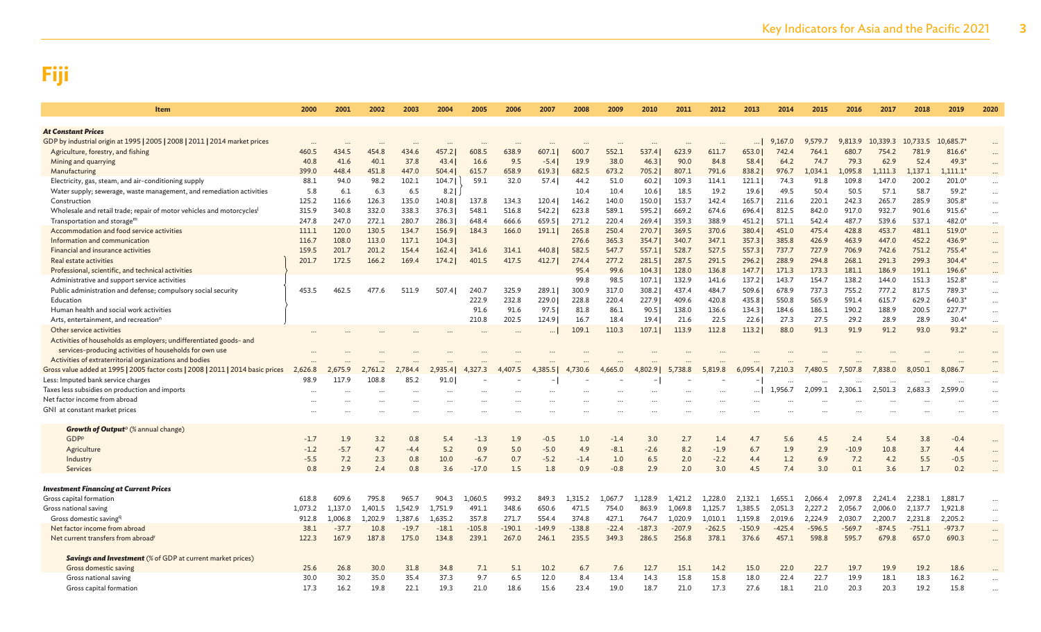# Fiji

| Item | 2000 | 2001 | 2002 | 2003 | 2004 | 2005 | 2006 | 2007 | 2008 | 2009 | 2010 | 2011 | 2012 | 2013 | 2014 | 2015 | 2016 | 2017 | 2018 | 2019 | 2020 |
|---|---|---|---|---|---|---|---|---|---|---|---|---|---|---|---|---|---|---|---|---|---|
| ***At Constant Prices*** | | | | | | | | | | | | | | | | | | | | | |
| GDP by industrial origin at 1995 \| 2005 \| 2008 \| 2011 \| 2014 market prices | ... | ... | ... | ... | ... | ... | ... | ... | ... | ... | ... | ... | ... | ... | 9,167.0 | 9,579.7 | 9,813.9 | 10,339.3 | 10,733.5 | 10,685.7* | ... |
| Agriculture, forestry, and fishing | 460.5 | 434.5 | 454.8 | 434.6 | 457.2 | 608.5 | 638.9 | 607.1 | 600.7 | 552.1 | 537.4 | 623.9 | 611.7 | 653.0 | 742.4 | 764.1 | 680.7 | 754.2 | 781.9 | 816.6* | ... |
| Mining and quarrying | 40.8 | 41.6 | 40.1 | 37.8 | 43.4 | 16.6 | 9.5 | -5.4 | 19.9 | 38.0 | 46.3 | 90.0 | 84.8 | 58.4 | 64.2 | 74.7 | 79.3 | 62.9 | 52.4 | 49.3* | ... |
| Manufacturing | 399.0 | 448.4 | 451.8 | 447.0 | 504.4 | 615.7 | 658.9 | 619.3 | 682.5 | 673.2 | 705.2 | 807.1 | 791.6 | 838.2 | 976.7 | 1,034.1 | 1,095.8 | 1,111.3 | 1,137.1 | 1,111.1* | ... |
| Electricity, gas, steam, and air-conditioning supply | 88.1 | 94.0 | 98.2 | 102.1 | 104.7 | 59.1 | 32.0 | 57.4 | 44.2 | 51.0 | 60.2 | 109.3 | 114.1 | 121.1 | 74.3 | 91.8 | 109.8 | 147.0 | 200.2 | 201.0* | ... |
| Water supply; sewerage, waste management, and remediation activities | 5.8 | 6.1 | 6.3 | 6.5 | 8.2 | | | | 10.4 | 10.4 | 10.6 | 18.5 | 19.2 | 19.6 | 49.5 | 50.4 | 50.5 | 57.1 | 58.7 | 59.2* | ... |
| Construction | 125.2 | 116.6 | 126.3 | 135.0 | 140.8 | 137.8 | 134.3 | 120.4 | 146.2 | 140.0 | 150.0 | 153.7 | 142.4 | 165.7 | 211.6 | 220.1 | 242.3 | 265.7 | 285.9 | 305.8* | ... |
| Wholesale and retail trade; repair of motor vehicles and motorcycles[l] | 315.9 | 340.8 | 332.0 | 338.3 | 376.3 | 548.1 | 516.8 | 542.2 | 623.8 | 589.1 | 595.2 | 669.2 | 674.6 | 696.4 | 812.5 | 842.0 | 917.0 | 932.7 | 901.6 | 915.6* | ... |
| Transportation and storage[m] | 247.8 | 247.0 | 272.1 | 280.7 | 286.3 | 648.4 | 666.6 | 659.5 | 271.2 | 220.4 | 269.4 | 359.3 | 388.9 | 451.2 | 571.1 | 542.4 | 487.7 | 539.6 | 537.1 | 482.0* | ... |
| Accommodation and food service activities | 111.1 | 120.0 | 130.5 | 134.7 | 156.9 | 184.3 | 166.0 | 191.1 | 265.8 | 250.4 | 270.7 | 369.5 | 370.6 | 380.4 | 451.0 | 475.4 | 428.8 | 453.7 | 481.1 | 519.0* | ... |
| Information and communication | 116.7 | 108.0 | 113.0 | 117.1 | 104.3 | | | | 276.6 | 365.3 | 354.7 | 340.7 | 347.1 | 357.3 | 385.8 | 426.9 | 463.9 | 447.0 | 452.2 | 436.9* | ... |
| Financial and insurance activities | 159.5 | 201.7 | 201.2 | 154.4 | 162.4 | 341.6 | 314.1 | 440.8 | 582.5 | 547.7 | 557.1 | 528.7 | 527.5 | 557.3 | 737.7 | 727.9 | 706.9 | 742.6 | 751.2 | 755.4* | ... |
| Real estate activities | 201.7 | 172.5 | 166.2 | 169.4 | 174.2 | 401.5 | 417.5 | 412.7 | 274.4 | 277.2 | 281.5 | 287.5 | 291.5 | 296.2 | 288.9 | 294.8 | 268.1 | 291.3 | 299.3 | 304.4* | ... |
| Professional, scientific, and technical activities | | | | | | | | | 95.4 | 99.6 | 104.3 | 128.0 | 136.8 | 147.7 | 171.3 | 173.3 | 181.1 | 186.9 | 191.1 | 196.6* | ... |
| Administrative and support service activities | | | | | | | | | 99.8 | 98.5 | 107.1 | 132.9 | 141.6 | 137.2 | 143.7 | 154.7 | 138.2 | 144.0 | 151.3 | 152.8* | ... |
| Public administration and defense; compulsory social security | 453.5 | 462.5 | 477.6 | 511.9 | 507.4 | 240.7 | 325.9 | 289.1 | 300.9 | 317.0 | 308.2 | 437.4 | 484.7 | 509.6 | 678.9 | 737.3 | 755.2 | 777.2 | 817.5 | 789.3* | ... |
| Education | | | | | | 222.9 | 232.8 | 229.0 | 228.8 | 220.4 | 227.9 | 409.6 | 420.8 | 435.8 | 550.8 | 565.9 | 591.4 | 615.7 | 629.2 | 640.3* | ... |
| Human health and social work activities | | | | | | 91.6 | 91.6 | 97.5 | 81.8 | 86.1 | 90.5 | 138.0 | 136.6 | 134.3 | 184.6 | 186.1 | 190.2 | 188.9 | 200.5 | 227.7* | ... |
| Arts, entertainment, and recreation[n] | | | | | | 210.8 | 202.5 | 124.9 | 16.7 | 18.4 | 19.4 | 21.6 | 22.5 | 22.6 | 27.3 | 27.5 | 29.2 | 28.9 | 28.9 | 30.4* | ... |
| Other service activities | ... | ... | ... | ... | ... | ... | ... | ... | 109.1 | 110.3 | 107.1 | 113.9 | 112.8 | 113.2 | 88.0 | 91.3 | 91.9 | 91.2 | 93.0 | 93.2* | ... |
| Activities of households as employers; undifferentiated goods- and services-producing activities of households for own use | ... | ... | ... | ... | ... | ... | ... | ... | ... | ... | ... | ... | ... | ... | ... | ... | ... | ... | ... | ... | ... |
| Activities of extraterritorial organizations and bodies | ... | ... | ... | ... | ... | ... | ... | ... | ... | ... | ... | ... | ... | ... | ... | ... | ... | ... | ... | ... | ... |
| Gross value added at 1995 \| 2005 factor costs \| 2008 \| 2011 \| 2014 basic prices | 2,626.8 | 2,675.9 | 2,761.2 | 2,784.4 | 2,935.4 | 4,327.3 | 4,407.5 | 4,385.5 | 4,730.6 | 4,665.0 | 4,802.9 | 5,738.8 | 5,819.8 | 6,095.4 | 7,210.3 | 7,480.5 | 7,507.8 | 7,838.0 | 8,050.1 | 8,086.7 | ... |
| Less: Imputed bank service charges | 98.9 | 117.9 | 108.8 | 85.2 | 91.0 | – | – | – | – | – | – | – | – | – | ... | ... | ... | ... | ... | ... | ... |
| Taxes less subsidies on production and imports | ... | ... | ... | ... | ... | ... | ... | ... | ... | ... | ... | ... | ... | ... | 1,956.7 | 2,099.1 | 2,306.1 | 2,501.3 | 2,683.3 | 2,599.0 | ... |
| Net factor income from abroad | ... | ... | ... | ... | ... | ... | ... | ... | ... | ... | ... | ... | ... | ... | ... | ... | ... | ... | ... | ... | ... |
| GNI at constant market prices | ... | ... | ... | ... | ... | ... | ... | ... | ... | ... | ... | ... | ... | ... | ... | ... | ... | ... | ... | ... | ... |
| ***Growth of Output***[o] (% annual change) | | | | | | | | | | | | | | | | | | | | | |
| GDP[p] | -1.7 | 1.9 | 3.2 | 0.8 | 5.4 | -1.3 | 1.9 | -0.5 | 1.0 | -1.4 | 3.0 | 2.7 | 1.4 | 4.7 | 5.6 | 4.5 | 2.4 | 5.4 | 3.8 | -0.4 | ... |
| Agriculture | -1.2 | -5.7 | 4.7 | -4.4 | 5.2 | 0.9 | 5.0 | -5.0 | 4.9 | -8.1 | -2.6 | 8.2 | -1.9 | 6.7 | 1.9 | 2.9 | -10.9 | 10.8 | 3.7 | 4.4 | ... |
| Industry | -5.5 | 7.2 | 2.3 | 0.8 | 10.0 | -6.7 | 0.7 | -5.2 | -1.4 | 1.0 | 6.5 | 2.0 | -2.2 | 4.4 | 1.2 | 6.9 | 7.2 | 4.2 | 5.5 | -0.5 | ... |
| Services | 0.8 | 2.9 | 2.4 | 0.8 | 3.6 | -17.0 | 1.5 | 1.8 | 0.9 | -0.8 | 2.9 | 2.0 | 3.0 | 4.5 | 7.4 | 3.0 | 0.1 | 3.6 | 1.7 | 0.2 | ... |
| ***Investment Financing at Current Prices*** | | | | | | | | | | | | | | | | | | | | | |
| Gross capital formation | 618.8 | 609.6 | 795.8 | 965.7 | 904.3 | 1,060.5 | 993.2 | 849.3 | 1,315.2 | 1,067.7 | 1,128.9 | 1,421.2 | 1,228.0 | 2,132.1 | 1,655.1 | 2,066.4 | 2,097.8 | 2,241.4 | 2,238.1 | 1,881.7 | ... |
| Gross national saving | 1,073.2 | 1,137.0 | 1,401.5 | 1,542.9 | 1,751.9 | 491.1 | 348.6 | 650.6 | 471.5 | 754.0 | 863.9 | 1,069.8 | 1,125.7 | 1,385.5 | 2,051.3 | 2,227.2 | 2,056.7 | 2,006.0 | 2,137.7 | 1,921.8 | ... |
| Gross domestic saving[q] | 912.8 | 1,006.8 | 1,202.9 | 1,387.6 | 1,635.2 | 357.8 | 271.7 | 554.4 | 374.8 | 427.1 | 764.7 | 1,020.9 | 1,010.1 | 1,159.8 | 2,019.6 | 2,224.9 | 2,030.7 | 2,200.7 | 2,231.8 | 2,205.2 | ... |
| Net factor income from abroad | 38.1 | -37.7 | 10.8 | -19.7 | -18.1 | -105.8 | -190.1 | -149.9 | -138.8 | -22.4 | -187.3 | -207.9 | -262.5 | -150.9 | -425.4 | -596.5 | -569.7 | -874.5 | -751.1 | -973.7 | ... |
| Net current transfers from abroad[r] | 122.3 | 167.9 | 187.8 | 175.0 | 134.8 | 239.1 | 267.0 | 246.1 | 235.5 | 349.3 | 286.5 | 256.8 | 378.1 | 376.6 | 457.1 | 598.8 | 595.7 | 679.8 | 657.0 | 690.3 | ... |
| ***Savings and Investment*** (% of GDP at current market prices) | | | | | | | | | | | | | | | | | | | | | |
| Gross domestic saving | 25.6 | 26.8 | 30.0 | 31.8 | 34.8 | 7.1 | 5.1 | 10.2 | 6.7 | 7.6 | 12.7 | 15.1 | 14.2 | 15.0 | 22.0 | 22.7 | 19.7 | 19.9 | 19.2 | 18.6 | ... |
| Gross national saving | 30.0 | 30.2 | 35.0 | 35.4 | 37.3 | 9.7 | 6.5 | 12.0 | 8.4 | 13.4 | 14.3 | 15.8 | 15.8 | 18.0 | 22.4 | 22.7 | 19.9 | 18.1 | 18.3 | 16.2 | ... |
| Gross capital formation | 17.3 | 16.2 | 19.8 | 22.1 | 19.3 | 21.0 | 18.6 | 15.6 | 23.4 | 19.0 | 18.7 | 21.0 | 17.3 | 27.6 | 18.1 | 21.0 | 20.3 | 20.3 | 19.2 | 15.8 | ... |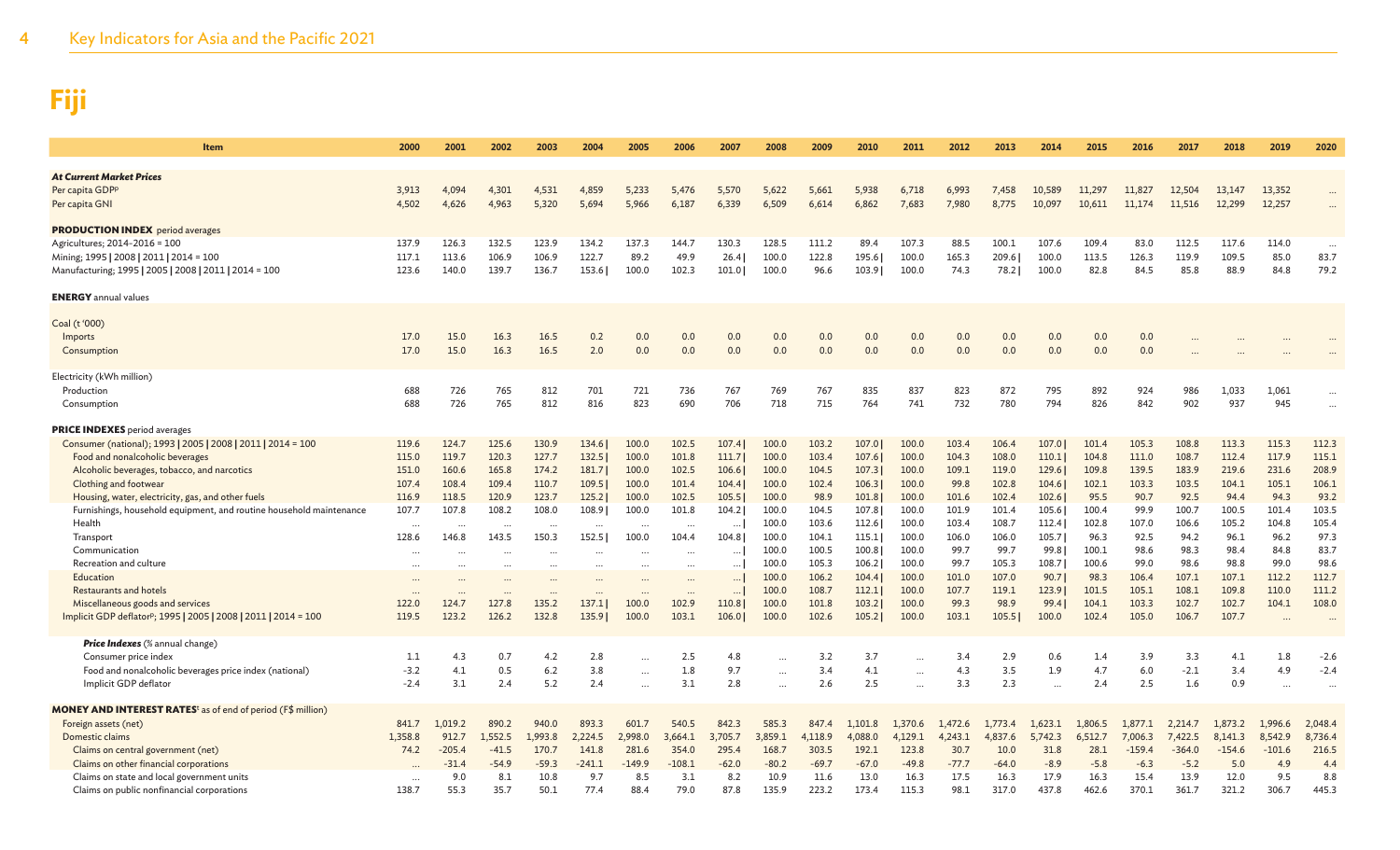# Fiji

| Item | 2000 | 2001 | 2002 | 2003 | 2004 | 2005 | 2006 | 2007 | 2008 | 2009 | 2010 | 2011 | 2012 | 2013 | 2014 | 2015 | 2016 | 2017 | 2018 | 2019 | 2020 |
|---|---|---|---|---|---|---|---|---|---|---|---|---|---|---|---|---|---|---|---|---|---|
| ***At Current Market Prices*** | | | | | | | | | | | | | | | | | | | | | |
| Per capita GDP[p] | 3,913 | 4,094 | 4,301 | 4,531 | 4,859 | 5,233 | 5,476 | 5,570 | 5,622 | 5,661 | 5,938 | 6,718 | 6,993 | 7,458 | 10,589 | 11,297 | 11,827 | 12,504 | 13,147 | 13,352 | ... |
| Per capita GNI | 4,502 | 4,626 | 4,963 | 5,320 | 5,694 | 5,966 | 6,187 | 6,339 | 6,509 | 6,614 | 6,862 | 7,683 | 7,980 | 8,775 | 10,097 | 10,611 | 11,174 | 11,516 | 12,299 | 12,257 | ... |
| **PRODUCTION INDEX** period averages | | | | | | | | | | | | | | | | | | | | | |
| Agricultures; 2014–2016 = 100 | 137.9 | 126.3 | 132.5 | 123.9 | 134.2 | 137.3 | 144.7 | 130.3 | 128.5 | 111.2 | 89.4 | 107.3 | 88.5 | 100.1 | 107.6 | 109.4 | 83.0 | 112.5 | 117.6 | 114.0 | ... |
| Mining; 1995 \| 2008 \| 2011 \| 2014 = 100 | 117.1 | 113.6 | 106.9 | 106.9 | 122.7 | 89.2 | 49.9 | 26.4 \| | 100.0 | 122.8 | 195.6 \| | 100.0 | 165.3 | 209.6 \| | 100.0 | 113.5 | 126.3 | 119.9 | 109.5 | 85.0 | 83.7 |
| Manufacturing; 1995 \| 2005 \| 2008 \| 2011 \| 2014 = 100 | 123.6 | 140.0 | 139.7 | 136.7 | 153.6 \| | 100.0 | 102.3 | 101.0 \| | 100.0 | 96.6 | 103.9 \| | 100.0 | 74.3 | 78.2 \| | 100.0 | 82.8 | 84.5 | 85.8 | 88.9 | 84.8 | 79.2 |
| **ENERGY** annual values | | | | | | | | | | | | | | | | | | | | | |
| Coal (t '000) | | | | | | | | | | | | | | | | | | | | | |
| Imports | 17.0 | 15.0 | 16.3 | 16.5 | 0.2 | 0.0 | 0.0 | 0.0 | 0.0 | 0.0 | 0.0 | 0.0 | 0.0 | 0.0 | 0.0 | 0.0 | 0.0 | ... | ... | ... | ... |
| Consumption | 17.0 | 15.0 | 16.3 | 16.5 | 2.0 | 0.0 | 0.0 | 0.0 | 0.0 | 0.0 | 0.0 | 0.0 | 0.0 | 0.0 | 0.0 | 0.0 | 0.0 | ... | ... | ... | ... |
| Electricity (kWh million) | | | | | | | | | | | | | | | | | | | | | |
| Production | 688 | 726 | 765 | 812 | 701 | 721 | 736 | 767 | 769 | 767 | 835 | 837 | 823 | 872 | 795 | 892 | 924 | 986 | 1,033 | 1,061 | ... |
| Consumption | 688 | 726 | 765 | 812 | 816 | 823 | 690 | 706 | 718 | 715 | 764 | 741 | 732 | 780 | 794 | 826 | 842 | 902 | 937 | 945 | ... |
| **PRICE INDEXES** period averages | | | | | | | | | | | | | | | | | | | | | |
| Consumer (national); 1993 \| 2005 \| 2008 \| 2011 \| 2014 = 100 | 119.6 | 124.7 | 125.6 | 130.9 | 134.6 \| | 100.0 | 102.5 | 107.4 \| | 100.0 | 103.2 | 107.0 \| | 100.0 | 103.4 | 106.4 | 107.0 \| | 101.4 | 105.3 | 108.8 | 113.3 | 115.3 | 112.3 |
| Food and nonalcoholic beverages | 115.0 | 119.7 | 120.3 | 127.7 | 132.5 \| | 100.0 | 101.8 | 111.7 \| | 100.0 | 103.4 | 107.6 \| | 100.0 | 104.3 | 108.0 | 110.1 \| | 104.8 | 111.0 | 108.7 | 112.4 | 117.9 | 115.1 |
| Alcoholic beverages, tobacco, and narcotics | 151.0 | 160.6 | 165.8 | 174.2 | 181.7 \| | 100.0 | 102.5 | 106.6 \| | 100.0 | 104.5 | 107.3 \| | 100.0 | 109.1 | 119.0 | 129.6 \| | 109.8 | 139.5 | 183.9 | 219.6 | 231.6 | 208.9 |
| Clothing and footwear | 107.4 | 108.4 | 109.4 | 110.7 | 109.5 \| | 100.0 | 101.4 | 104.4 \| | 100.0 | 102.4 | 106.3 \| | 100.0 | 99.8 | 102.8 | 104.6 \| | 102.1 | 103.3 | 103.5 | 104.1 | 105.1 | 106.1 |
| Housing, water, electricity, gas, and other fuels | 116.9 | 118.5 | 120.9 | 123.7 | 125.2 \| | 100.0 | 102.5 | 105.5 \| | 100.0 | 98.9 | 101.8 \| | 100.0 | 101.6 | 102.4 | 102.6 \| | 95.5 | 90.7 | 92.5 | 94.4 | 94.3 | 93.2 |
| Furnishings, household equipment, and routine household maintenance | 107.7 | 107.8 | 108.2 | 108.0 | 108.9 \| | 100.0 | 101.8 | 104.2 \| | 100.0 | 104.5 | 107.8 \| | 100.0 | 101.9 | 101.4 | 105.6 \| | 100.4 | 99.9 | 100.7 | 100.5 | 101.4 | 103.5 |
| Health | ... | ... | ... | ... | ... | ... | ... | ... \| | 100.0 | 103.6 | 112.6 \| | 100.0 | 103.4 | 108.7 | 112.4 \| | 102.8 | 107.0 | 106.6 | 105.2 | 104.8 | 105.4 |
| Transport | 128.6 | 146.8 | 143.5 | 150.3 | 152.5 \| | 100.0 | 104.4 | 104.8 \| | 100.0 | 104.1 | 115.1 \| | 100.0 | 106.0 | 106.0 | 105.7 \| | 96.3 | 92.5 | 94.2 | 96.1 | 96.2 | 97.3 |
| Communication | ... | ... | ... | ... | ... | ... | ... | ... \| | 100.0 | 100.5 | 100.8 \| | 100.0 | 99.7 | 99.7 | 99.8 \| | 100.1 | 98.6 | 98.3 | 98.4 | 84.8 | 83.7 |
| Recreation and culture | ... | ... | ... | ... | ... | ... | ... | ... \| | 100.0 | 105.3 | 106.2 \| | 100.0 | 99.7 | 105.3 | 108.7 \| | 100.6 | 99.0 | 98.6 | 98.8 | 99.0 | 98.6 |
| Education | ... | ... | ... | ... | ... | ... | ... | ... \| | 100.0 | 106.2 | 104.4 \| | 100.0 | 101.0 | 107.0 | 90.7 \| | 98.3 | 106.4 | 107.1 | 107.1 | 112.2 | 112.7 |
| Restaurants and hotels | ... | ... | ... | ... | ... | ... | ... | ... \| | 100.0 | 108.7 | 112.1 \| | 100.0 | 107.7 | 119.1 | 123.9 \| | 101.5 | 105.1 | 108.1 | 109.8 | 110.0 | 111.2 |
| Miscellaneous goods and services | 122.0 | 124.7 | 127.8 | 135.2 | 137.1 \| | 100.0 | 102.9 | 110.8 \| | 100.0 | 101.8 | 103.2 \| | 100.0 | 99.3 | 98.9 | 99.4 \| | 104.1 | 103.3 | 102.7 | 102.7 | 104.1 | 108.0 |
| Implicit GDP deflator[p]; 1995 \| 2005 \| 2008 \| 2011 \| 2014 = 100 | 119.5 | 123.2 | 126.2 | 132.8 | 135.9 \| | 100.0 | 103.1 | 106.0 \| | 100.0 | 102.6 | 105.2 \| | 100.0 | 103.1 | 105.5 \| | 100.0 | 102.4 | 105.0 | 106.7 | 107.7 | ... | ... |
| ***Price Indexes*** (% annual change) | | | | | | | | | | | | | | | | | | | | | |
| Consumer price index | 1.1 | 4.3 | 0.7 | 4.2 | 2.8 | ... | 2.5 | 4.8 | ... | 3.2 | 3.7 | ... | 3.4 | 2.9 | 0.6 | 1.4 | 3.9 | 3.3 | 4.1 | 1.8 | -2.6 |
| Food and nonalcoholic beverages price index (national) | -3.2 | 4.1 | 0.5 | 6.2 | 3.8 | ... | 1.8 | 9.7 | ... | 3.4 | 4.1 | ... | 4.3 | 3.5 | 1.9 | 4.7 | 6.0 | -2.1 | 3.4 | 4.9 | -2.4 |
| Implicit GDP deflator | -2.4 | 3.1 | 2.4 | 5.2 | 2.4 | ... | 3.1 | 2.8 | ... | 2.6 | 2.5 | ... | 3.3 | 2.3 | ... | 2.4 | 2.5 | 1.6 | 0.9 | ... | ... |
| **MONEY AND INTEREST RATES**[t] as of end of period (F$ million) | | | | | | | | | | | | | | | | | | | | | |
| Foreign assets (net) | 841.7 | 1,019.2 | 890.2 | 940.0 | 893.3 | 601.7 | 540.5 | 842.3 | 585.3 | 847.4 | 1,101.8 | 1,370.6 | 1,472.6 | 1,773.4 | 1,623.1 | 1,806.5 | 1,877.1 | 2,214.7 | 1,873.2 | 1,996.6 | 2,048.4 |
| Domestic claims | 1,358.8 | 912.7 | 1,552.5 | 1,993.8 | 2,224.5 | 2,998.0 | 3,664.1 | 3,705.7 | 3,859.1 | 4,118.9 | 4,088.0 | 4,129.1 | 4,243.1 | 4,837.6 | 5,742.3 | 6,512.7 | 7,006.3 | 7,422.5 | 8,141.3 | 8,542.9 | 8,736.4 |
| Claims on central government (net) | 74.2 | -205.4 | -41.5 | 170.7 | 141.8 | 281.6 | 354.0 | 295.4 | 168.7 | 303.5 | 192.1 | 123.8 | 30.7 | 10.0 | 31.8 | 28.1 | -159.4 | -364.0 | -154.6 | -101.6 | 216.5 |
| Claims on other financial corporations | ... | -31.4 | -54.9 | -59.3 | -241.1 | -149.9 | -108.1 | -62.0 | -80.2 | -69.7 | -67.0 | -49.8 | -77.7 | -64.0 | -8.9 | -5.8 | -6.3 | -5.2 | 5.0 | 4.9 | 4.4 |
| Claims on state and local government units | ... | 9.0 | 8.1 | 10.8 | 9.7 | 8.5 | 3.1 | 8.2 | 10.9 | 11.6 | 13.0 | 16.3 | 17.5 | 16.3 | 17.9 | 16.3 | 15.4 | 13.9 | 12.0 | 9.5 | 8.8 |
| Claims on public nonfinancial corporations | 138.7 | 55.3 | 35.7 | 50.1 | 77.4 | 88.4 | 79.0 | 87.8 | 135.9 | 223.2 | 173.4 | 115.3 | 98.1 | 317.0 | 437.8 | 462.6 | 370.1 | 361.7 | 321.2 | 306.7 | 445.3 |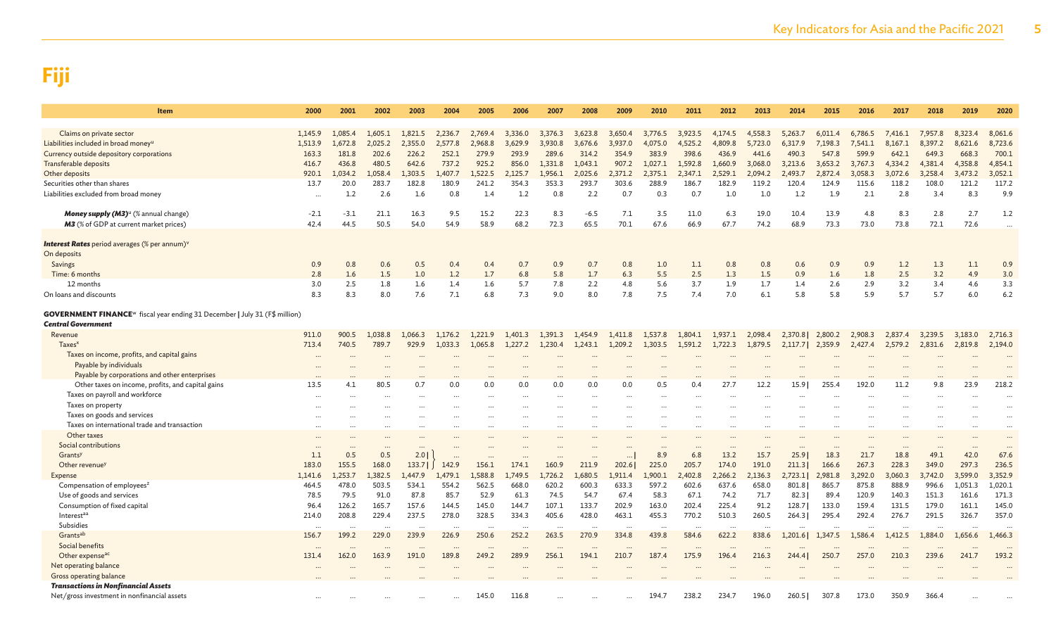# Fiji

| Item | 2000 | 2001 | 2002 | 2003 | 2004 | 2005 | 2006 | 2007 | 2008 | 2009 | 2010 | 2011 | 2012 | 2013 | 2014 | 2015 | 2016 | 2017 | 2018 | 2019 | 2020 |
|---|---|---|---|---|---|---|---|---|---|---|---|---|---|---|---|---|---|---|---|---|---|
| Claims on private sector | 1,145.9 | 1,085.4 | 1,605.1 | 1,821.5 | 2,236.7 | 2,769.4 | 3,336.0 | 3,376.3 | 3,623.8 | 3,650.4 | 3,776.5 | 3,923.5 | 4,174.5 | 4,558.3 | 5,263.7 | 6,011.4 | 6,786.5 | 7,416.1 | 7,957.8 | 8,323.4 | 8,061.6 |
| Liabilities included in broad money[u] | 1,513.9 | 1,672.8 | 2,025.2 | 2,355.0 | 2,577.8 | 2,968.8 | 3,629.9 | 3,930.8 | 3,676.6 | 3,937.0 | 4,075.0 | 4,525.2 | 4,809.8 | 5,723.0 | 6,317.9 | 7,198.3 | 7,541.1 | 8,167.1 | 8,397.2 | 8,621.6 | 8,723.6 |
| Currency outside depository corporations | 163.3 | 181.8 | 202.6 | 226.2 | 252.1 | 279.9 | 293.9 | 289.6 | 314.2 | 354.9 | 383.9 | 398.6 | 436.9 | 441.6 | 490.3 | 547.8 | 599.9 | 642.1 | 649.3 | 668.3 | 700.1 |
| Transferable deposits | 416.7 | 436.8 | 480.5 | 642.6 | 737.2 | 925.2 | 856.0 | 1,331.8 | 1,043.1 | 907.2 | 1,027.1 | 1,592.8 | 1,660.9 | 3,068.0 | 3,213.6 | 3,653.2 | 3,767.3 | 4,334.2 | 4,381.4 | 4,358.8 | 4,854.1 |
| Other deposits | 920.1 | 1,034.2 | 1,058.4 | 1,303.5 | 1,407.7 | 1,522.5 | 2,125.7 | 1,956.1 | 2,025.6 | 2,371.2 | 2,375.1 | 2,347.1 | 2,529.1 | 2,094.2 | 2,493.7 | 2,872.4 | 3,058.3 | 3,072.6 | 3,258.4 | 3,473.2 | 3,052.1 |
| Securities other than shares | 13.7 | 20.0 | 283.7 | 182.8 | 180.9 | 241.2 | 354.3 | 353.3 | 293.7 | 303.6 | 288.9 | 186.7 | 182.9 | 119.2 | 120.4 | 124.9 | 115.6 | 118.2 | 108.0 | 121.2 | 117.2 |
| Liabilities excluded from broad money | ... | 1.2 | 2.6 | 1.6 | 0.8 | 1.4 | 1.2 | 0.8 | 2.2 | 0.7 | 0.3 | 0.7 | 1.0 | 1.0 | 1.2 | 1.9 | 2.1 | 2.8 | 3.4 | 8.3 | 9.9 |
| ***Money supply (M3)***[u] (% annual change) | −2.1 | −3.1 | 21.1 | 16.3 | 9.5 | 15.2 | 22.3 | 8.3 | −6.5 | 7.1 | 3.5 | 11.0 | 6.3 | 19.0 | 10.4 | 13.9 | 4.8 | 8.3 | 2.8 | 2.7 | 1.2 |
| ***M3*** (% of GDP at current market prices) | 42.4 | 44.5 | 50.5 | 54.0 | 54.9 | 58.9 | 68.2 | 72.3 | 65.5 | 70.1 | 67.6 | 66.9 | 67.7 | 74.2 | 68.9 | 73.3 | 73.0 | 73.8 | 72.1 | 72.6 | ... |
| ***Interest Rates*** period averages (% per annum)[v] | | | | | | | | | | | | | | | | | | | | | |
| On deposits | | | | | | | | | | | | | | | | | | | | | |
| Savings | 0.9 | 0.8 | 0.6 | 0.5 | 0.4 | 0.4 | 0.7 | 0.9 | 0.7 | 0.8 | 1.0 | 1.1 | 0.8 | 0.8 | 0.6 | 0.9 | 0.9 | 1.2 | 1.3 | 1.1 | 0.9 |
| Time: 6 months | 2.8 | 1.6 | 1.5 | 1.0 | 1.2 | 1.7 | 6.8 | 5.8 | 1.7 | 6.3 | 5.5 | 2.5 | 1.3 | 1.5 | 0.9 | 1.6 | 1.8 | 2.5 | 3.2 | 4.9 | 3.0 |
| 12 months | 3.0 | 2.5 | 1.8 | 1.6 | 1.4 | 1.6 | 5.7 | 7.8 | 2.2 | 4.8 | 5.6 | 3.7 | 1.9 | 1.7 | 1.4 | 2.6 | 2.9 | 3.2 | 3.4 | 4.6 | 3.3 |
| On loans and discounts | 8.3 | 8.3 | 8.0 | 7.6 | 7.1 | 6.8 | 7.3 | 9.0 | 8.0 | 7.8 | 7.5 | 7.4 | 7.0 | 6.1 | 5.8 | 5.8 | 5.9 | 5.7 | 5.7 | 6.0 | 6.2 |
| **GOVERNMENT FINANCE**[w] fiscal year ending 31 December \| July 31 (F$ million) | | | | | | | | | | | | | | | | | | | | | |
| ***Central Government*** | | | | | | | | | | | | | | | | | | | | | |
| Revenue | 911.0 | 900.5 | 1,038.8 | 1,066.3 | 1,176.2 | 1,221.9 | 1,401.3 | 1,391.3 | 1,454.9 | 1,411.8 | 1,537.8 | 1,804.1 | 1,937.1 | 2,098.4 | 2,370.8 \| | 2,800.2 | 2,908.3 | 2,837.4 | 3,239.5 | 3,183.0 | 2,716.3 |
| Taxes[x] | 713.4 | 740.5 | 789.7 | 929.9 | 1,033.3 | 1,065.8 | 1,227.2 | 1,230.4 | 1,243.1 | 1,209.2 | 1,303.5 | 1,591.2 | 1,722.3 | 1,879.5 | 2,117.7 \| | 2,359.9 | 2,427.4 | 2,579.2 | 2,831.6 | 2,819.8 | 2,194.0 |
| Taxes on income, profits, and capital gains | ... | ... | ... | ... | ... | ... | ... | ... | ... | ... | ... | ... | ... | ... | ... | ... | ... | ... | ... | ... | ... |
| Payable by individuals | ... | ... | ... | ... | ... | ... | ... | ... | ... | ... | ... | ... | ... | ... | ... | ... | ... | ... | ... | ... | ... |
| Payable by corporations and other enterprises | ... | ... | ... | ... | ... | ... | ... | ... | ... | ... | ... | ... | ... | ... | ... | ... | ... | ... | ... | ... | ... |
| Other taxes on income, profits, and capital gains | 13.5 | 4.1 | 80.5 | 0.7 | 0.0 | 0.0 | 0.0 | 0.0 | 0.0 | 0.0 | 0.5 | 0.4 | 27.7 | 12.2 | 15.9 \| | 255.4 | 192.0 | 11.2 | 9.8 | 23.9 | 218.2 |
| Taxes on payroll and workforce | ... | ... | ... | ... | ... | ... | ... | ... | ... | ... | ... | ... | ... | ... | ... | ... | ... | ... | ... | ... | ... |
| Taxes on property | ... | ... | ... | ... | ... | ... | ... | ... | ... | ... | ... | ... | ... | ... | ... | ... | ... | ... | ... | ... | ... |
| Taxes on goods and services | ... | ... | ... | ... | ... | ... | ... | ... | ... | ... | ... | ... | ... | ... | ... | ... | ... | ... | ... | ... | ... |
| Taxes on international trade and transaction | ... | ... | ... | ... | ... | ... | ... | ... | ... | ... | ... | ... | ... | ... | ... | ... | ... | ... | ... | ... | ... |
| Other taxes | ... | ... | ... | ... | ... | ... | ... | ... | ... | ... | ... | ... | ... | ... | ... | ... | ... | ... | ... | ... | ... |
| Social contributions | ... | ... | ... | ... | ... | ... | ... | ... | ... | ... | ... | ... | ... | ... | ... | ... | ... | ... | ... | ... | ... |
| Grants[y] | 1.1 | 0.5 | 0.5 | 2.0 \| | ... | ... | ... | ... | ... | ... \| | 8.9 | 6.8 | 13.2 | 15.7 | 25.9 \| | 18.3 | 21.7 | 18.8 | 49.1 | 42.0 | 67.6 |
| Other revenue[y] | 183.0 | 155.5 | 168.0 | 133.7 \| | 142.9 | 156.1 | 174.1 | 160.9 | 211.9 | 202.6 \| | 225.0 | 205.7 | 174.0 | 191.0 | 211.3 \| | 166.6 | 267.3 | 228.3 | 349.0 | 297.3 | 236.5 |
| Expense | 1,141.6 | 1,253.7 | 1,382.5 | 1,447.9 | 1,479.1 | 1,588.8 | 1,749.5 | 1,726.2 | 1,680.5 | 1,911.4 | 1,900.1 | 2,402.8 | 2,266.2 | 2,136.3 | 2,723.1 \| | 2,981.8 | 3,292.0 | 3,060.3 | 3,742.0 | 3,599.0 | 3,352.9 |
| Compensation of employees[z] | 464.5 | 478.0 | 503.5 | 534.1 | 554.2 | 562.5 | 668.0 | 620.2 | 600.3 | 633.3 | 597.2 | 602.6 | 637.6 | 658.0 | 801.8 \| | 865.7 | 875.8 | 888.9 | 996.6 | 1,051.3 | 1,020.1 |
| Use of goods and services | 78.5 | 79.5 | 91.0 | 87.8 | 85.7 | 52.9 | 61.3 | 74.5 | 54.7 | 67.4 | 58.3 | 67.1 | 74.2 | 71.7 | 82.3 \| | 89.4 | 120.9 | 140.3 | 151.3 | 161.6 | 171.3 |
| Consumption of fixed capital | 96.4 | 126.2 | 165.7 | 157.6 | 144.5 | 145.0 | 144.7 | 107.1 | 133.7 | 202.9 | 163.0 | 202.4 | 225.4 | 91.2 | 128.7 \| | 133.0 | 159.4 | 131.5 | 179.0 | 161.1 | 145.0 |
| Interest[aa] | 214.0 | 208.8 | 229.4 | 237.5 | 278.0 | 328.5 | 334.3 | 405.6 | 428.0 | 463.1 | 455.3 | 770.2 | 510.3 | 260.5 | 264.3 \| | 295.4 | 292.4 | 276.7 | 291.5 | 326.7 | 357.0 |
| Subsidies | ... | ... | ... | ... | ... | ... | ... | ... | ... | ... | ... | ... | ... | ... | ... | ... | ... | ... | ... | ... | ... |
| Grants[ab] | 156.7 | 199.2 | 229.0 | 239.9 | 226.9 | 250.6 | 252.2 | 263.5 | 270.9 | 334.8 | 439.8 | 584.6 | 622.2 | 838.6 | 1,201.6 \| | 1,347.5 | 1,586.4 | 1,412.5 | 1,884.0 | 1,656.6 | 1,466.3 |
| Social benefits | ... | ... | ... | ... | ... | ... | ... | ... | ... | ... | ... | ... | ... | ... | ... | ... | ... | ... | ... | ... | ... |
| Other expense[ac] | 131.4 | 162.0 | 163.9 | 191.0 | 189.8 | 249.2 | 289.9 | 256.1 | 194.1 | 210.7 | 187.4 | 175.9 | 196.4 | 216.3 | 244.4 \| | 250.7 | 257.0 | 210.3 | 239.6 | 241.7 | 193.2 |
| Net operating balance | ... | ... | ... | ... | ... | ... | ... | ... | ... | ... | ... | ... | ... | ... | ... | ... | ... | ... | ... | ... | ... |
| Gross operating balance | ... | ... | ... | ... | ... | ... | ... | ... | ... | ... | ... | ... | ... | ... | ... | ... | ... | ... | ... | ... | ... |
| ***Transactions in Nonfinancial Assets*** | | | | | | | | | | | | | | | | | | | | | |
| Net/gross investment in nonfinancial assets | ... | ... | ... | ... | ... | 145.0 | 116.8 | ... | ... | ... | 194.7 | 238.2 | 234.7 | 196.0 | 260.5 \| | 307.8 | 173.0 | 350.9 | 366.4 | ... | ... |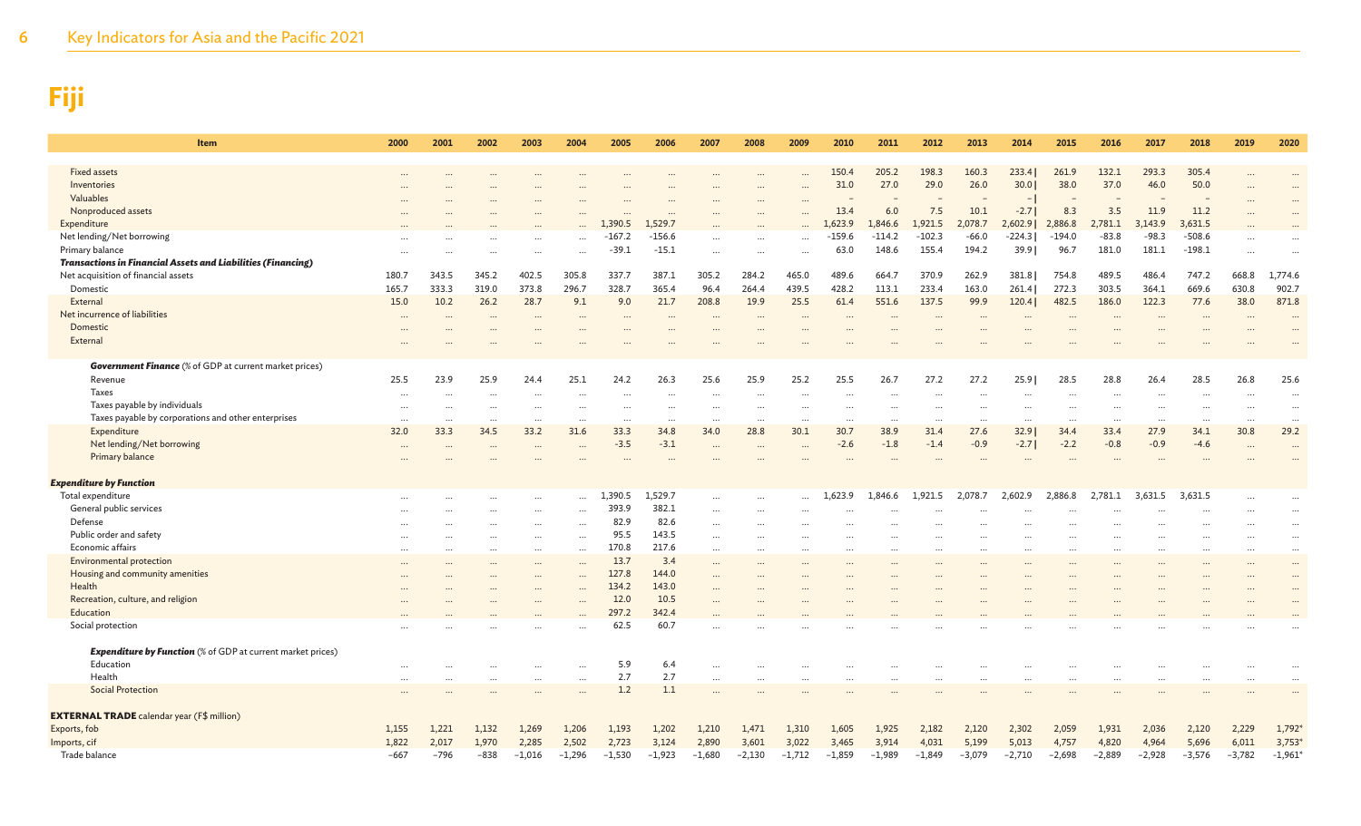# Fiji

| Item | 2000 | 2001 | 2002 | 2003 | 2004 | 2005 | 2006 | 2007 | 2008 | 2009 | 2010 | 2011 | 2012 | 2013 | 2014 | 2015 | 2016 | 2017 | 2018 | 2019 | 2020 |
|---|---|---|---|---|---|---|---|---|---|---|---|---|---|---|---|---|---|---|---|---|---|
| Fixed assets | … | … | … | … | … | … | … | … | … | … | 150.4 | 205.2 | 198.3 | 160.3 | 233.4 \| | 261.9 | 132.1 | 293.3 | 305.4 | … | … |
| Inventories | … | … | … | … | … | … | … | … | … | … | 31.0 | 27.0 | 29.0 | 26.0 | 30.0 \| | 38.0 | 37.0 | 46.0 | 50.0 | … | … |
| Valuables | … | … | … | … | … | … | … | … | … | … | – | – | – | – | – \| | – | – | – | – | … | … |
| Nonproduced assets | … | … | … | … | … | … | … | … | … | … | 13.4 | 6.0 | 7.5 | 10.1 | -2.7 \| | 8.3 | 3.5 | 11.9 | 11.2 | … | … |
| Expenditure | … | … | … | … | … | 1,390.5 | 1,529.7 | … | … | … | 1,623.9 | 1,846.6 | 1,921.5 | 2,078.7 | 2,602.9 \| | 2,886.8 | 2,781.1 | 3,143.9 | 3,631.5 | … | … |
| Net lending/Net borrowing | … | … | … | … | … | -167.2 | -156.6 | … | … | … | -159.6 | -114.2 | -102.3 | -66.0 | -224.3 \| | -194.0 | -83.8 | -98.3 | -508.6 | … | … |
| Primary balance | … | … | … | … | … | -39.1 | -15.1 | … | … | … | 63.0 | 148.6 | 155.4 | 194.2 | 39.9 \| | 96.7 | 181.0 | 181.1 | -198.1 | … | … |
| ***Transactions in Financial Assets and Liabilities (Financing)*** | | | | | | | | | | | | | | | | | | | | | |
| Net acquisition of financial assets | 180.7 | 343.5 | 345.2 | 402.5 | 305.8 | 337.7 | 387.1 | 305.2 | 284.2 | 465.0 | 489.6 | 664.7 | 370.9 | 262.9 | 381.8 \| | 754.8 | 489.5 | 486.4 | 747.2 | 668.8 | 1,774.6 |
| Domestic | 165.7 | 333.3 | 319.0 | 373.8 | 296.7 | 328.7 | 365.4 | 96.4 | 264.4 | 439.5 | 428.2 | 113.1 | 233.4 | 163.0 | 261.4 \| | 272.3 | 303.5 | 364.1 | 669.6 | 630.8 | 902.7 |
| External | 15.0 | 10.2 | 26.2 | 28.7 | 9.1 | 9.0 | 21.7 | 208.8 | 19.9 | 25.5 | 61.4 | 551.6 | 137.5 | 99.9 | 120.4 \| | 482.5 | 186.0 | 122.3 | 77.6 | 38.0 | 871.8 |
| Net incurrence of liabilities | … | … | … | … | … | … | … | … | … | … | … | … | … | … | … | … | … | … | … | … | … |
| Domestic | … | … | … | … | … | … | … | … | … | … | … | … | … | … | … | … | … | … | … | … | … |
| External | … | … | … | … | … | … | … | … | … | … | … | … | … | … | … | … | … | … | … | … | … |
| ***Government Finance*** (% of GDP at current market prices) | | | | | | | | | | | | | | | | | | | | | |
| Revenue | 25.5 | 23.9 | 25.9 | 24.4 | 25.1 | 24.2 | 26.3 | 25.6 | 25.9 | 25.2 | 25.5 | 26.7 | 27.2 | 27.2 | 25.9 \| | 28.5 | 28.8 | 26.4 | 28.5 | 26.8 | 25.6 |
| Taxes | … | … | … | … | … | … | … | … | … | … | … | … | … | … | … | … | … | … | … | … | … |
| Taxes payable by individuals | … | … | … | … | … | … | … | … | … | … | … | … | … | … | … | … | … | … | … | … | … |
| Taxes payable by corporations and other enterprises | … | … | … | … | … | … | … | … | … | … | … | … | … | … | … | … | … | … | … | … | … |
| Expenditure | 32.0 | 33.3 | 34.5 | 33.2 | 31.6 | 33.3 | 34.8 | 34.0 | 28.8 | 30.1 | 30.7 | 38.9 | 31.4 | 27.6 | 32.9 \| | 34.4 | 33.4 | 27.9 | 34.1 | 30.8 | 29.2 |
| Net lending/Net borrowing | … | … | … | … | … | -3.5 | -3.1 | … | … | … | -2.6 | -1.8 | -1.4 | -0.9 | -2.7 \| | -2.2 | -0.8 | -0.9 | -4.6 | … | … |
| Primary balance | … | … | … | … | … | … | … | … | … | … | … | … | … | … | … | … | … | … | … | … | … |
| ***Expenditure by Function*** | | | | | | | | | | | | | | | | | | | | | |
| Total expenditure | … | … | … | … | … | 1,390.5 | 1,529.7 | … | … | … | 1,623.9 | 1,846.6 | 1,921.5 | 2,078.7 | 2,602.9 | 2,886.8 | 2,781.1 | 3,631.5 | 3,631.5 | … | … |
| General public services | … | … | … | … | … | 393.9 | 382.1 | … | … | … | … | … | … | … | … | … | … | … | … | … | … |
| Defense | … | … | … | … | … | 82.9 | 82.6 | … | … | … | … | … | … | … | … | … | … | … | … | … | … |
| Public order and safety | … | … | … | … | … | 95.5 | 143.5 | … | … | … | … | … | … | … | … | … | … | … | … | … | … |
| Economic affairs | … | … | … | … | … | 170.8 | 217.6 | … | … | … | … | … | … | … | … | … | … | … | … | … | … |
| Environmental protection | … | … | … | … | … | 13.7 | 3.4 | … | … | … | … | … | … | … | … | … | … | … | … | … | … |
| Housing and community amenities | … | … | … | … | … | 127.8 | 144.0 | … | … | … | … | … | … | … | … | … | … | … | … | … | … |
| Health | … | … | … | … | … | 134.2 | 143.0 | … | … | … | … | … | … | … | … | … | … | … | … | … | … |
| Recreation, culture, and religion | … | … | … | … | … | 12.0 | 10.5 | … | … | … | … | … | … | … | … | … | … | … | … | … | … |
| Education | … | … | … | … | … | 297.2 | 342.4 | … | … | … | … | … | … | … | … | … | … | … | … | … | … |
| Social protection | … | … | … | … | … | 62.5 | 60.7 | … | … | … | … | … | … | … | … | … | … | … | … | … | … |
| ***Expenditure by Function*** (% of GDP at current market prices) | | | | | | | | | | | | | | | | | | | | | |
| Education | … | … | … | … | … | 5.9 | 6.4 | … | … | … | … | … | … | … | … | … | … | … | … | … | … |
| Health | … | … | … | … | … | 2.7 | 2.7 | … | … | … | … | … | … | … | … | … | … | … | … | … | … |
| Social Protection | … | … | … | … | … | 1.2 | 1.1 | … | … | … | … | … | … | … | … | … | … | … | … | … | … |
| **EXTERNAL TRADE** calendar year (F$ million) | | | | | | | | | | | | | | | | | | | | | |
| Exports, fob | 1,155 | 1,221 | 1,132 | 1,269 | 1,206 | 1,193 | 1,202 | 1,210 | 1,471 | 1,310 | 1,605 | 1,925 | 2,182 | 2,120 | 2,302 | 2,059 | 1,931 | 2,036 | 2,120 | 2,229 | 1,792* |
| Imports, cif | 1,822 | 2,017 | 1,970 | 2,285 | 2,502 | 2,723 | 3,124 | 2,890 | 3,601 | 3,022 | 3,465 | 3,914 | 4,031 | 5,199 | 5,013 | 4,757 | 4,820 | 4,964 | 5,696 | 6,011 | 3,753* |
| Trade balance | −667 | −796 | −838 | −1,016 | −1,296 | −1,530 | −1,923 | −1,680 | −2,130 | −1,712 | −1,859 | −1,989 | −1,849 | −3,079 | −2,710 | −2,698 | −2,889 | −2,928 | −3,576 | −3,782 | −1,961* |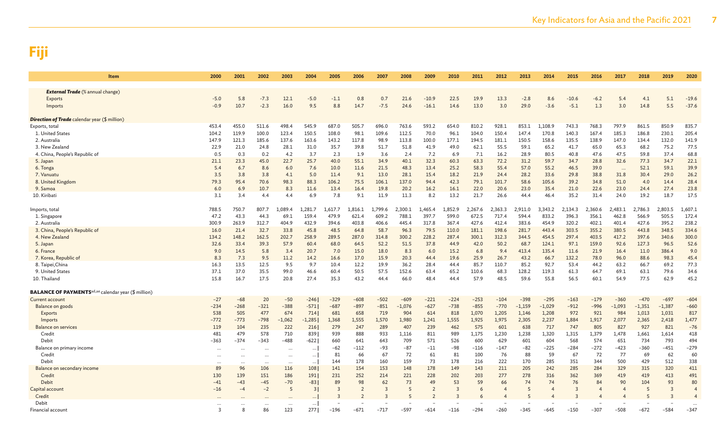# Fiji

| Item | 2000 | 2001 | 2002 | 2003 | 2004 | 2005 | 2006 | 2007 | 2008 | 2009 | 2010 | 2011 | 2012 | 2013 | 2014 | 2015 | 2016 | 2017 | 2018 | 2019 | 2020 |
|---|---|---|---|---|---|---|---|---|---|---|---|---|---|---|---|---|---|---|---|---|---|
| ***External Trade*** (% annual change) | | | | | | | | | | | | | | | | | | | | | |
| Exports | −5.0 | 5.8 | −7.3 | 12.1 | −5.0 | −1.1 | 0.8 | 0.7 | 21.6 | −10.9 | 22.5 | 19.9 | 13.3 | −2.8 | 8.6 | −10.6 | −6.2 | 5.4 | 4.1 | 5.1 | −19.6 |
| Imports | −0.9 | 10.7 | −2.3 | 16.0 | 9.5 | 8.8 | 14.7 | −7.5 | 24.6 | −16.1 | 14.6 | 13.0 | 3.0 | 29.0 | −3.6 | −5.1 | 1.3 | 3.0 | 14.8 | 5.5 | −37.6 |
| ***Direction of Trade*** calendar year ($ million) | | | | | | | | | | | | | | | | | | | | | |
| Exports, total | 453.4 | 455.0 | 511.6 | 498.4 | 545.9 | 687.0 | 505.7 | 696.0 | 763.6 | 593.2 | 654.0 | 810.2 | 928.1 | 853.1 | 1,108.9 | 743.3 | 768.3 | 797.9 | 861.5 | 850.9 | 835.7 |
| 1. United States | 104.2 | 119.9 | 100.0 | 123.4 | 150.5 | 108.0 | 98.1 | 109.6 | 112.5 | 70.0 | 96.1 | 104.0 | 150.4 | 147.4 | 170.8 | 140.3 | 167.4 | 185.3 | 186.8 | 230.1 | 205.4 |
| 2. Australia | 147.9 | 121.3 | 185.6 | 137.6 | 163.6 | 143.2 | 117.8 | 98.9 | 113.8 | 100.0 | 177.1 | 194.5 | 181.1 | 150.5 | 158.6 | 135.5 | 138.9 | 147.0 | 134.4 | 132.0 | 141.9 |
| 3. New Zealand | 22.9 | 21.0 | 24.8 | 28.1 | 31.0 | 35.7 | 39.8 | 51.7 | 51.8 | 41.9 | 49.0 | 62.1 | 55.5 | 59.1 | 65.2 | 41.7 | 65.0 | 65.3 | 68.2 | 75.2 | 77.5 |
| 4. China, People's Republic of | 0.5 | 0.3 | 0.2 | 4.2 | 3.7 | 2.3 | 1.9 | 3.6 | 2.4 | 7.2 | 6.9 | 7.1 | 16.2 | 28.9 | 80.5 | 40.8 | 47.6 | 47.5 | 59.8 | 37.4 | 68.8 |
| 5. Japan | 21.1 | 23.3 | 45.0 | 22.7 | 25.7 | 40.0 | 55.1 | 34.9 | 40.1 | 32.3 | 60.3 | 63.3 | 72.2 | 31.2 | 59.7 | 34.7 | 28.8 | 32.6 | 77.3 | 34.7 | 22.1 |
| 6. Tonga | 5.4 | 6.7 | 8.6 | 6.0 | 7.6 | 10.0 | 11.6 | 21.5 | 48.3 | 13.4 | 25.2 | 58.3 | 55.4 | 57.0 | 55.2 | 46.5 | 39.0 | ... | 52.1 | 59.1 | 39.9 |
| 7. Vanuatu | 3.5 | 3.8 | 3.8 | 4.1 | 5.0 | 11.4 | 9.1 | 13.0 | 28.1 | 15.4 | 18.2 | 21.9 | 24.4 | 28.2 | 33.6 | 29.8 | 38.8 | 31.8 | 30.4 | 29.0 | 26.2 |
| 8. United Kingdom | 79.3 | 95.4 | 70.6 | 98.3 | 88.3 | 106.2 | 75.5 | 106.1 | 137.0 | 94.4 | 42.3 | 79.1 | 101.7 | 58.6 | 105.6 | 39.2 | 34.8 | 51.0 | 4.0 | 14.4 | 28.4 |
| 9. Samoa | 6.0 | 6.9 | 10.7 | 8.3 | 11.6 | 13.4 | 16.4 | 19.8 | 20.2 | 16.2 | 16.1 | 22.0 | 20.6 | 23.0 | 35.4 | 21.0 | 22.6 | 23.0 | 24.4 | 27.4 | 23.8 |
| 10. Kiribati | 3.1 | 3.4 | 4.4 | 4.4 | 6.9 | 7.8 | 9.1 | 11.9 | 11.3 | 8.2 | 13.2 | 21.7 | 26.6 | 44.4 | 46.4 | 35.2 | 31.4 | 24.0 | 19.2 | 18.7 | 17.5 |
| Imports, total | 788.5 | 750.7 | 807.7 | 1,089.4 | 1,281.7 | 1,617.7 | 1,816.1 | 1,799.6 | 2,300.1 | 1,465.4 | 1,852.9 | 2,267.6 | 2,363.3 | 2,911.0 | 3,343.2 | 2,134.3 | 2,360.6 | 2,483.1 | 2,786.3 | 2,803.5 | 1,607.1 |
| 1. Singapore | 47.2 | 43.3 | 44.3 | 69.1 | 159.4 | 479.9 | 621.4 | 609.2 | 788.1 | 397.7 | 599.0 | 672.5 | 717.4 | 594.4 | 833.2 | 396.3 | 356.1 | 462.8 | 566.9 | 505.5 | 172.4 |
| 2. Australia | 300.9 | 263.9 | 312.7 | 404.9 | 432.9 | 394.6 | 403.8 | 406.6 | 445.4 | 317.8 | 367.4 | 427.6 | 412.4 | 383.6 | 454.9 | 320.2 | 402.1 | 401.4 | 427.6 | 395.2 | 238.2 |
| 3. China, People's Republic of | 16.0 | 21.4 | 32.7 | 33.8 | 45.8 | 48.5 | 64.8 | 58.7 | 96.3 | 79.5 | 110.0 | 181.1 | 198.6 | 281.7 | 443.4 | 303.5 | 355.2 | 380.5 | 443.8 | 348.5 | 334.6 |
| 4. New Zealand | 134.2 | 148.2 | 162.5 | 202.7 | 258.9 | 289.5 | 287.0 | 314.8 | 300.2 | 228.2 | 287.4 | 300.1 | 312.3 | 344.5 | 454.5 | 297.4 | 403.5 | 417.2 | 397.6 | 340.6 | 300.0 |
| 5. Japan | 32.6 | 33.4 | 39.3 | 57.9 | 60.4 | 68.0 | 64.5 | 52.2 | 51.5 | 37.8 | 44.9 | 42.0 | 50.2 | 68.7 | 124.1 | 97.1 | 159.0 | 92.6 | 127.3 | 96.5 | 52.6 |
| 6. France | 9.0 | 14.5 | 5.8 | 3.4 | 20.7 | 7.0 | 15.0 | 18.0 | 8.3 | 6.0 | 15.2 | 6.8 | 9.4 | 413.4 | 135.4 | 11.6 | 21.9 | 16.4 | 11.0 | 386.4 | 9.0 |
| 7. Korea, Republic of | 8.3 | 7.3 | 9.5 | 11.2 | 14.2 | 16.6 | 17.0 | 15.9 | 20.3 | 44.4 | 19.6 | 25.9 | 26.7 | 43.2 | 66.7 | 132.2 | 78.0 | 96.0 | 88.6 | 98.3 | 45.4 |
| 8. Taipei,China | 16.3 | 13.5 | 12.5 | 9.5 | 9.7 | 10.4 | 12.2 | 19.9 | 36.2 | 28.4 | 44.4 | 85.7 | 110.7 | 85.2 | 92.7 | 53.4 | 44.2 | 63.2 | 66.7 | 69.2 | 77.3 |
| 9. United States | 37.1 | 37.0 | 35.5 | 99.0 | 46.6 | 60.4 | 50.5 | 57.5 | 152.6 | 63.4 | 65.2 | 110.6 | 68.3 | 128.2 | 119.3 | 61.3 | 64.7 | 69.1 | 63.1 | 79.6 | 34.6 |
| 10. Thailand | 15.8 | 16.7 | 17.5 | 20.8 | 27.4 | 35.3 | 43.2 | 44.4 | 66.0 | 48.4 | 44.4 | 57.9 | 48.5 | 59.6 | 55.8 | 56.5 | 60.1 | 54.9 | 77.5 | 62.9 | 45.2 |
| **BALANCE OF PAYMENTS**[ad,ae] calendar year ($ million) | | | | | | | | | | | | | | | | | | | | | |
| Current account | −27 | −68 | 20 | −50 | −246 | −329 | −608 | −502 | −609 | −221 | −224 | −253 | −104 | −398 | −295 | −163 | −179 | −360 | −470 | −697 | −604 |
| Balance on goods | −234 | −268 | −321 | −388 | −571 | −687 | −897 | −851 | −1,076 | −627 | −738 | −855 | −770 | −1,159 | −1,029 | −912 | −996 | −1,093 | −1,351 | −1,387 | −660 |
| Exports | 538 | 505 | 477 | 674 | 714 | 681 | 658 | 719 | 904 | 614 | 818 | 1,070 | 1,205 | 1,146 | 1,208 | 972 | 921 | 984 | 1,013 | 1,031 | 817 |
| Imports | −772 | −773 | −798 | −1,062 | −1,285 | 1,368 | 1,555 | 1,570 | 1,980 | 1,241 | 1,555 | 1,925 | 1,975 | 2,305 | 2,237 | 1,884 | 1,917 | 2,077 | 2,365 | 2,418 | 1,477 |
| Balance on services | 119 | 104 | 235 | 222 | 216 | 279 | 247 | 289 | 407 | 239 | 462 | 575 | 601 | 638 | 717 | 747 | 805 | 827 | 927 | 821 | −76 |
| Credit | 481 | 479 | 578 | 710 | 839 | 939 | 888 | 933 | 1,116 | 811 | 989 | 1,175 | 1,230 | 1,238 | 1,320 | 1,315 | 1,379 | 1,478 | 1,661 | 1,614 | 418 |
| Debit | −363 | −374 | −343 | −488 | −622 | 660 | 641 | 643 | 709 | 571 | 526 | 600 | 629 | 601 | 604 | 568 | 574 | 651 | 734 | 793 | 494 |
| Balance on primary income | ... | ... | ... | ... | ... | −62 | −112 | −93 | −87 | −11 | −98 | −116 | −147 | −82 | −225 | −284 | −272 | −423 | −360 | −451 | −279 |
| Credit | ... | ... | ... | ... | ... | 81 | 66 | 67 | 72 | 61 | 81 | 100 | 76 | 88 | 59 | 67 | 72 | 77 | 69 | 62 | 60 |
| Debit | ... | ... | ... | ... | ... | 144 | 178 | 160 | 159 | 73 | 178 | 216 | 222 | 170 | 285 | 351 | 344 | 500 | 429 | 512 | 338 |
| Balance on secondary income | 89 | 96 | 106 | 116 | 108 | 141 | 154 | 153 | 148 | 178 | 149 | 143 | 211 | 205 | 242 | 285 | 284 | 329 | 315 | 320 | 411 |
| Credit | 130 | 139 | 151 | 186 | 191 | 231 | 252 | 214 | 221 | 228 | 202 | 203 | 277 | 278 | 316 | 362 | 369 | 419 | 419 | 413 | 491 |
| Debit | −41 | −43 | −45 | −70 | −83 | 89 | 98 | 62 | 73 | 49 | 53 | 59 | 66 | 74 | 74 | 76 | 84 | 90 | 104 | 93 | 80 |
| Capital account | −16 | −4 | −2 | 5 | 3 | 3 | 2 | 3 | 5 | 2 | 3 | 6 | 4 | 5 | 4 | 3 | 4 | 4 | 5 | 3 | 4 |
| Credit | ... | ... | ... | ... | ... | 3 | 2 | 3 | 5 | 2 | 3 | 6 | 4 | 5 | 4 | 3 | 4 | 4 | 5 | 3 | 4 |
| Debit | ... | ... | ... | ... | ... | – | – | – | – | – | – | – | – | – | – | – | – | – | – | – | ... |
| Financial account | 3 | 8 | 86 | 123 | 277 | −196 | −671 | −717 | −597 | −614 | −116 | −294 | −260 | −345 | −645 | −150 | −307 | −508 | −672 | −584 | −347 |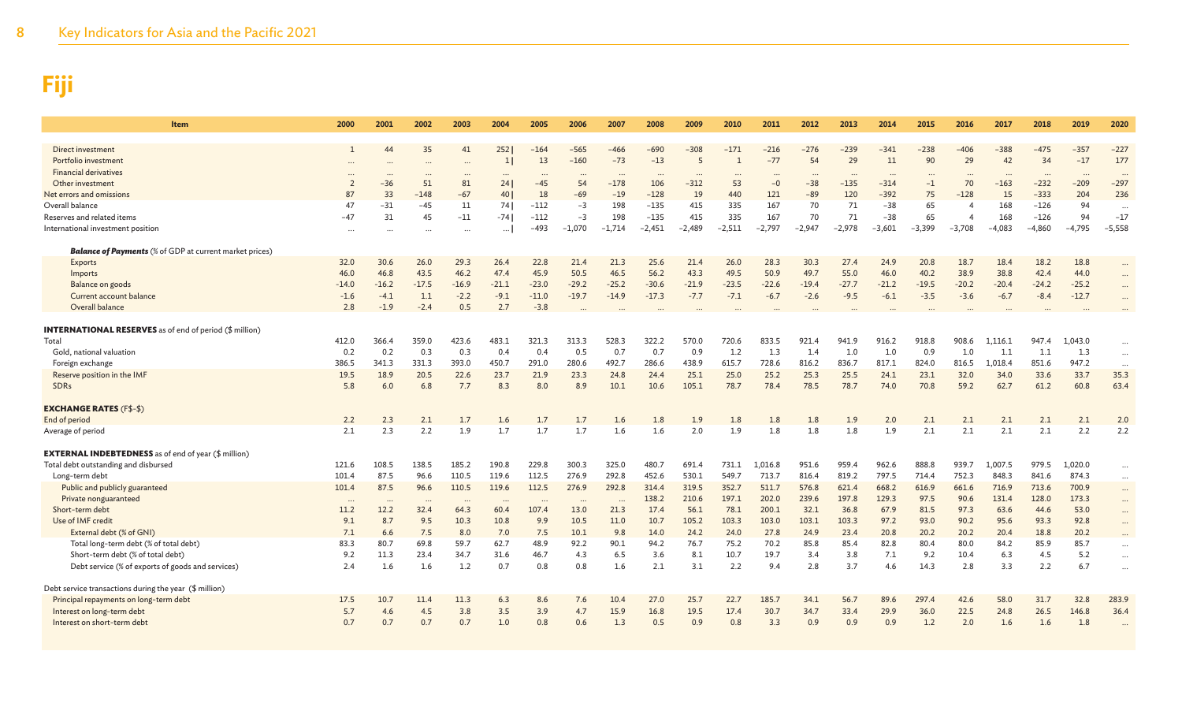# Fiji

| Item | 2000 | 2001 | 2002 | 2003 | 2004 | 2005 | 2006 | 2007 | 2008 | 2009 | 2010 | 2011 | 2012 | 2013 | 2014 | 2015 | 2016 | 2017 | 2018 | 2019 | 2020 |
|---|---|---|---|---|---|---|---|---|---|---|---|---|---|---|---|---|---|---|---|---|---|
| Direct investment | 1 | 44 | 35 | 41 | 252 | −164 | −565 | −466 | −690 | −308 | −171 | −216 | −276 | −239 | −341 | −238 | −406 | −388 | −475 | −357 | −227 |
| Portfolio investment | … | … | … | … | 1 | 13 | −160 | −73 | −13 | 5 | 1 | −77 | 54 | 29 | 11 | 90 | 29 | 42 | 34 | −17 | 177 |
| Financial derivatives | … | … | … | … | … | … | … | … | … | … | … | … | … | … | … | … | … | … | … | … | … |
| Other investment | 2 | −36 | 51 | 81 | 24 | −45 | 54 | −178 | 106 | −312 | 53 | −0 | −38 | −135 | −314 | −1 | 70 | −163 | −232 | −209 | −297 |
| Net errors and omissions | 87 | 33 | −148 | −67 | 40 | 18 | −69 | −19 | −128 | 19 | 440 | 121 | −89 | 120 | −392 | 75 | −128 | 15 | −333 | 204 | 236 |
| Overall balance | 47 | −31 | −45 | 11 | 74 | −112 | −3 | 198 | −135 | 415 | 335 | 167 | 70 | 71 | −38 | 65 | 4 | 168 | −126 | 94 | … |
| Reserves and related items | −47 | 31 | 45 | −11 | −74 | −112 | −3 | 198 | −135 | 415 | 335 | 167 | 70 | 71 | −38 | 65 | 4 | 168 | −126 | 94 | −17 |
| International investment position | … | … | … | … | … | −493 | −1,070 | −1,714 | −2,451 | −2,489 | −2,511 | −2,797 | −2,947 | −2,978 | −3,601 | −3,399 | −3,708 | −4,083 | −4,860 | −4,795 | −5,558 |
| ***Balance of Payments*** (% of GDP at current market prices) | | | | | | | | | | | | | | | | | | | | | |
| Exports | 32.0 | 30.6 | 26.0 | 29.3 | 26.4 | 22.8 | 21.4 | 21.3 | 25.6 | 21.4 | 26.0 | 28.3 | 30.3 | 27.4 | 24.9 | 20.8 | 18.7 | 18.4 | 18.2 | 18.8 | … |
| Imports | 46.0 | 46.8 | 43.5 | 46.2 | 47.4 | 45.9 | 50.5 | 46.5 | 56.2 | 43.3 | 49.5 | 50.9 | 49.7 | 55.0 | 46.0 | 40.2 | 38.9 | 38.8 | 42.4 | 44.0 | … |
| Balance on goods | -14.0 | -16.2 | -17.5 | -16.9 | -21.1 | -23.0 | -29.2 | -25.2 | -30.6 | -21.9 | -23.5 | -22.6 | -19.4 | -27.7 | -21.2 | -19.5 | -20.2 | -20.4 | -24.2 | -25.2 | … |
| Current account balance | -1.6 | -4.1 | 1.1 | -2.2 | -9.1 | -11.0 | -19.7 | -14.9 | -17.3 | -7.7 | -7.1 | -6.7 | -2.6 | -9.5 | -6.1 | -3.5 | -3.6 | -6.7 | -8.4 | -12.7 | … |
| Overall balance | 2.8 | -1.9 | -2.4 | 0.5 | 2.7 | -3.8 | … | … | … | … | … | … | … | … | … | … | … | … | … | … | … |
| **INTERNATIONAL RESERVES** as of end of period ($ million) | | | | | | | | | | | | | | | | | | | | | |
| Total | 412.0 | 366.4 | 359.0 | 423.6 | 483.1 | 321.3 | 313.3 | 528.3 | 322.2 | 570.0 | 720.6 | 833.5 | 921.4 | 941.9 | 916.2 | 918.8 | 908.6 | 1,116.1 | 947.4 | 1,043.0 | … |
| Gold, national valuation | 0.2 | 0.2 | 0.3 | 0.3 | 0.4 | 0.4 | 0.5 | 0.7 | 0.7 | 0.9 | 1.2 | 1.3 | 1.4 | 1.0 | 1.0 | 0.9 | 1.0 | 1.1 | 1.1 | 1.3 | … |
| Foreign exchange | 386.5 | 341.3 | 331.3 | 393.0 | 450.7 | 291.0 | 280.6 | 492.7 | 286.6 | 438.9 | 615.7 | 728.6 | 816.2 | 836.7 | 817.1 | 824.0 | 816.5 | 1,018.4 | 851.6 | 947.2 | … |
| Reserve position in the IMF | 19.5 | 18.9 | 20.5 | 22.6 | 23.7 | 21.9 | 23.3 | 24.8 | 24.4 | 25.1 | 25.0 | 25.2 | 25.3 | 25.5 | 24.1 | 23.1 | 32.0 | 34.0 | 33.6 | 33.7 | 35.3 |
| SDRs | 5.8 | 6.0 | 6.8 | 7.7 | 8.3 | 8.0 | 8.9 | 10.1 | 10.6 | 105.1 | 78.7 | 78.4 | 78.5 | 78.7 | 74.0 | 70.8 | 59.2 | 62.7 | 61.2 | 60.8 | 63.4 |
| **EXCHANGE RATES** (F$-$) | | | | | | | | | | | | | | | | | | | | | |
| End of period | 2.2 | 2.3 | 2.1 | 1.7 | 1.6 | 1.7 | 1.7 | 1.6 | 1.8 | 1.9 | 1.8 | 1.8 | 1.8 | 1.9 | 2.0 | 2.1 | 2.1 | 2.1 | 2.1 | 2.1 | 2.0 |
| Average of period | 2.1 | 2.3 | 2.2 | 1.9 | 1.7 | 1.7 | 1.7 | 1.6 | 1.6 | 2.0 | 1.9 | 1.8 | 1.8 | 1.8 | 1.9 | 2.1 | 2.1 | 2.1 | 2.1 | 2.2 | 2.2 |
| **EXTERNAL INDEBTEDNESS** as of end of year ($ million) | | | | | | | | | | | | | | | | | | | | | |
| Total debt outstanding and disbursed | 121.6 | 108.5 | 138.5 | 185.2 | 190.8 | 229.8 | 300.3 | 325.0 | 480.7 | 691.4 | 731.1 | 1,016.8 | 951.6 | 959.4 | 962.6 | 888.8 | 939.7 | 1,007.5 | 979.5 | 1,020.0 | … |
| Long-term debt | 101.4 | 87.5 | 96.6 | 110.5 | 119.6 | 112.5 | 276.9 | 292.8 | 452.6 | 530.1 | 549.7 | 713.7 | 816.4 | 819.2 | 797.5 | 714.4 | 752.3 | 848.3 | 841.6 | 874.3 | … |
| Public and publicly guaranteed | 101.4 | 87.5 | 96.6 | 110.5 | 119.6 | 112.5 | 276.9 | 292.8 | 314.4 | 319.5 | 352.7 | 511.7 | 576.8 | 621.4 | 668.2 | 616.9 | 661.6 | 716.9 | 713.6 | 700.9 | … |
| Private nonguaranteed | … | … | … | … | … | … | … | … | 138.2 | 210.6 | 197.1 | 202.0 | 239.6 | 197.8 | 129.3 | 97.5 | 90.6 | 131.4 | 128.0 | 173.3 | … |
| Short-term debt | 11.2 | 12.2 | 32.4 | 64.3 | 60.4 | 107.4 | 13.0 | 21.3 | 17.4 | 56.1 | 78.1 | 200.1 | 32.1 | 36.8 | 67.9 | 81.5 | 97.3 | 63.6 | 44.6 | 53.0 | … |
| Use of IMF credit | 9.1 | 8.7 | 9.5 | 10.3 | 10.8 | 9.9 | 10.5 | 11.0 | 10.7 | 105.2 | 103.3 | 103.0 | 103.1 | 103.3 | 97.2 | 93.0 | 90.2 | 95.6 | 93.3 | 92.8 | … |
| External debt (% of GNI) | 7.1 | 6.6 | 7.5 | 8.0 | 7.0 | 7.5 | 10.1 | 9.8 | 14.0 | 24.2 | 24.0 | 27.8 | 24.9 | 23.4 | 20.8 | 20.2 | 20.2 | 20.4 | 18.8 | 20.2 | … |
| Total long-term debt (% of total debt) | 83.3 | 80.7 | 69.8 | 59.7 | 62.7 | 48.9 | 92.2 | 90.1 | 94.2 | 76.7 | 75.2 | 70.2 | 85.8 | 85.4 | 82.8 | 80.4 | 80.0 | 84.2 | 85.9 | 85.7 | … |
| Short-term debt (% of total debt) | 9.2 | 11.3 | 23.4 | 34.7 | 31.6 | 46.7 | 4.3 | 6.5 | 3.6 | 8.1 | 10.7 | 19.7 | 3.4 | 3.8 | 7.1 | 9.2 | 10.4 | 6.3 | 4.5 | 5.2 | … |
| Debt service (% of exports of goods and services) | 2.4 | 1.6 | 1.6 | 1.2 | 0.7 | 0.8 | 0.8 | 1.6 | 2.1 | 3.1 | 2.2 | 9.4 | 2.8 | 3.7 | 4.6 | 14.3 | 2.8 | 3.3 | 2.2 | 6.7 | … |
| Debt service transactions during the year ($ million) | | | | | | | | | | | | | | | | | | | | | |
| Principal repayments on long-term debt | 17.5 | 10.7 | 11.4 | 11.3 | 6.3 | 8.6 | 7.6 | 10.4 | 27.0 | 25.7 | 22.7 | 185.7 | 34.1 | 56.7 | 89.6 | 297.4 | 42.6 | 58.0 | 31.7 | 32.8 | 283.9 |
| Interest on long-term debt | 5.7 | 4.6 | 4.5 | 3.8 | 3.5 | 3.9 | 4.7 | 15.9 | 16.8 | 19.5 | 17.4 | 30.7 | 34.7 | 33.4 | 29.9 | 36.0 | 22.5 | 24.8 | 26.5 | 146.8 | 36.4 |
| Interest on short-term debt | 0.7 | 0.7 | 0.7 | 0.7 | 1.0 | 0.8 | 0.6 | 1.3 | 0.5 | 0.9 | 0.8 | 3.3 | 0.9 | 0.9 | 0.9 | 1.2 | 2.0 | 1.6 | 1.6 | 1.8 | … |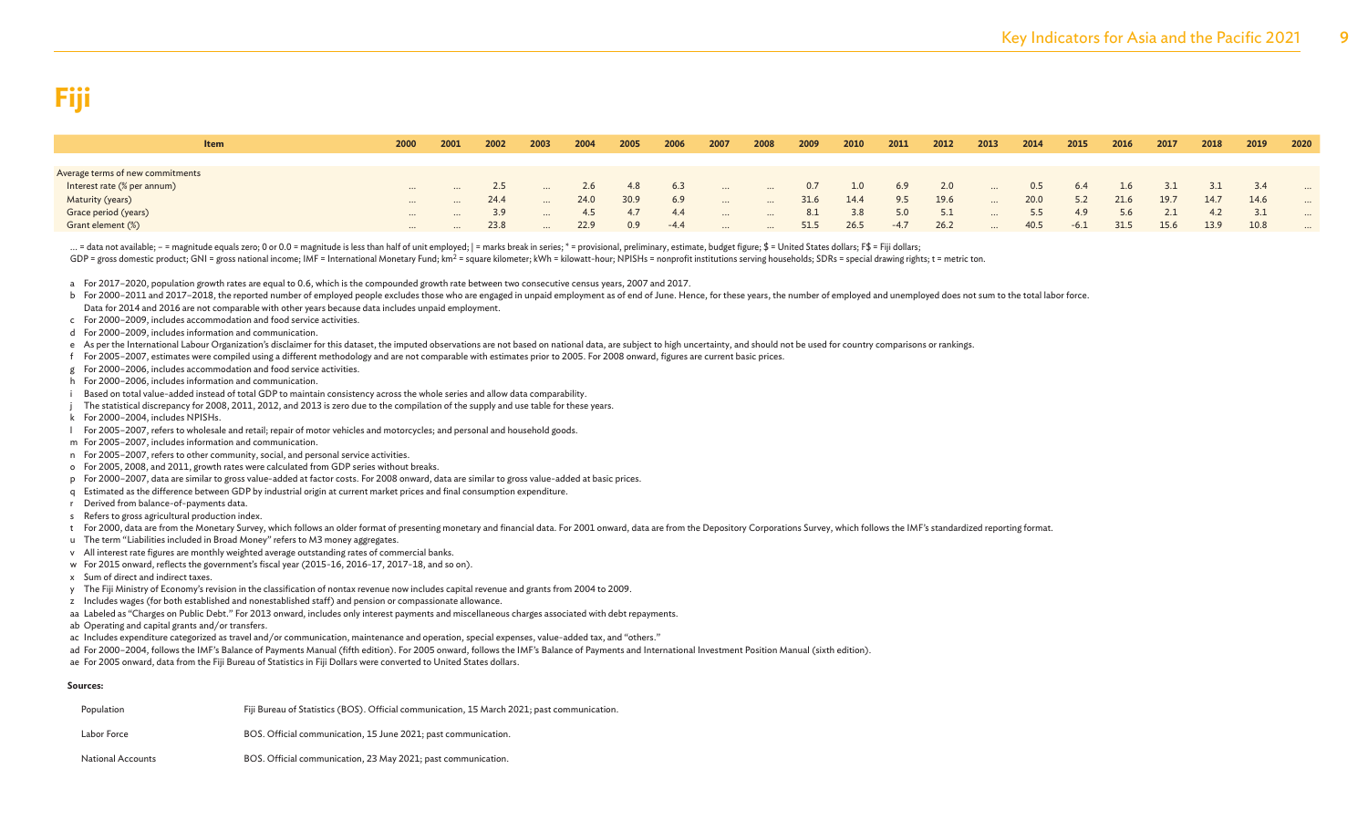# Fiji

| Item | 2000 | 2001 | 2002 | 2003 | 2004 | 2005 | 2006 | 2007 | 2008 | 2009 | 2010 | 2011 | 2012 | 2013 | 2014 | 2015 | 2016 | 2017 | 2018 | 2019 | 2020 |
|---|---|---|---|---|---|---|---|---|---|---|---|---|---|---|---|---|---|---|---|---|---|
| Average terms of new commitments | | | | | | | | | | | | | | | | | | | | | |
| Interest rate (% per annum) | ... | ... | 2.5 | ... | 2.6 | 4.8 | 6.3 | ... | ... | 0.7 | 1.0 | 6.9 | 2.0 | ... | 0.5 | 6.4 | 1.6 | 3.1 | 3.1 | 3.4 | ... |
| Maturity (years) | ... | ... | 24.4 | ... | 24.0 | 30.9 | 6.9 | ... | ... | 31.6 | 14.4 | 9.5 | 19.6 | ... | 20.0 | 5.2 | 21.6 | 19.7 | 14.7 | 14.6 | ... |
| Grace period (years) | ... | ... | 3.9 | ... | 4.5 | 4.7 | 4.4 | ... | ... | 8.1 | 3.8 | 5.0 | 5.1 | ... | 5.5 | 4.9 | 5.6 | 2.1 | 4.2 | 3.1 | ... |
| Grant element (%) | ... | ... | 23.8 | ... | 22.9 | 0.9 | -4.4 | ... | ... | 51.5 | 26.5 | -4.7 | 26.2 | ... | 40.5 | -6.1 | 31.5 | 15.6 | 13.9 | 10.8 | ... |

... = data not available; – = magnitude equals zero; 0 or 0.0 = magnitude is less than half of unit employed; | = marks break in series; * = provisional, preliminary, estimate, budget figure; $ = United States dollars; F$ = Fiji dollars;
GDP = gross domestic product; GNI = gross national income; IMF = International Monetary Fund; $km^2$ = square kilometer; kWh = kilowatt-hour; NPISHs = nonprofit institutions serving households; SDRs = special drawing rights; t = metric ton.

a For 2017–2020, population growth rates are equal to 0.6, which is the compounded growth rate between two consecutive census years, 2007 and 2017.
b For 2000–2011 and 2017–2018, the reported number of employed people excludes those who are engaged in unpaid employment as of end of June. Hence, for these years, the number of employed and unemployed does not sum to the total labor force. Data for 2014 and 2016 are not comparable with other years because data includes unpaid employment.
c For 2000–2009, includes accommodation and food service activities.
d For 2000–2009, includes information and communication.
e As per the International Labour Organization's disclaimer for this dataset, the imputed observations are not based on national data, are subject to high uncertainty, and should not be used for country comparisons or rankings.
f For 2005–2007, estimates were compiled using a different methodology and are not comparable with estimates prior to 2005. For 2008 onward, figures are current basic prices.
g For 2000–2006, includes accommodation and food service activities.
h For 2000–2006, includes information and communication.
i Based on total value-added instead of total GDP to maintain consistency across the whole series and allow data comparability.
j The statistical discrepancy for 2008, 2011, 2012, and 2013 is zero due to the compilation of the supply and use table for these years.
k For 2000–2004, includes NPISHs.
l For 2005–2007, refers to wholesale and retail; repair of motor vehicles and motorcycles; and personal and household goods.
m For 2005–2007, includes information and communication.
n For 2005–2007, refers to other community, social, and personal service activities.
o For 2005, 2008, and 2011, growth rates were calculated from GDP series without breaks.
p For 2000–2007, data are similar to gross value-added at factor costs. For 2008 onward, data are similar to gross value-added at basic prices.
q Estimated as the difference between GDP by industrial origin at current market prices and final consumption expenditure.
r Derived from balance-of-payments data.
s Refers to gross agricultural production index.
t For 2000, data are from the Monetary Survey, which follows an older format of presenting monetary and financial data. For 2001 onward, data are from the Depository Corporations Survey, which follows the IMF's standardized reporting format.
u The term "Liabilities included in Broad Money" refers to M3 money aggregates.
v All interest rate figures are monthly weighted average outstanding rates of commercial banks.
w For 2015 onward, reflects the government's fiscal year (2015-16, 2016-17, 2017-18, and so on).
x Sum of direct and indirect taxes.
y The Fiji Ministry of Economy's revision in the classification of nontax revenue now includes capital revenue and grants from 2004 to 2009.
z Includes wages (for both established and nonestablished staff) and pension or compassionate allowance.
aa Labeled as "Charges on Public Debt." For 2013 onward, includes only interest payments and miscellaneous charges associated with debt repayments.
ab Operating and capital grants and/or transfers.
ac Includes expenditure categorized as travel and/or communication, maintenance and operation, special expenses, value-added tax, and "others."
ad For 2000–2004, follows the IMF's Balance of Payments Manual (fifth edition). For 2005 onward, follows the IMF's Balance of Payments and International Investment Position Manual (sixth edition).
ae For 2005 onward, data from the Fiji Bureau of Statistics in Fiji Dollars were converted to United States dollars.

**Sources:**

| | |
|---|---|
| Population | Fiji Bureau of Statistics (BOS). Official communication, 15 March 2021; past communication. |
| Labor Force | BOS. Official communication, 15 June 2021; past communication. |
| National Accounts | BOS. Official communication, 23 May 2021; past communication. |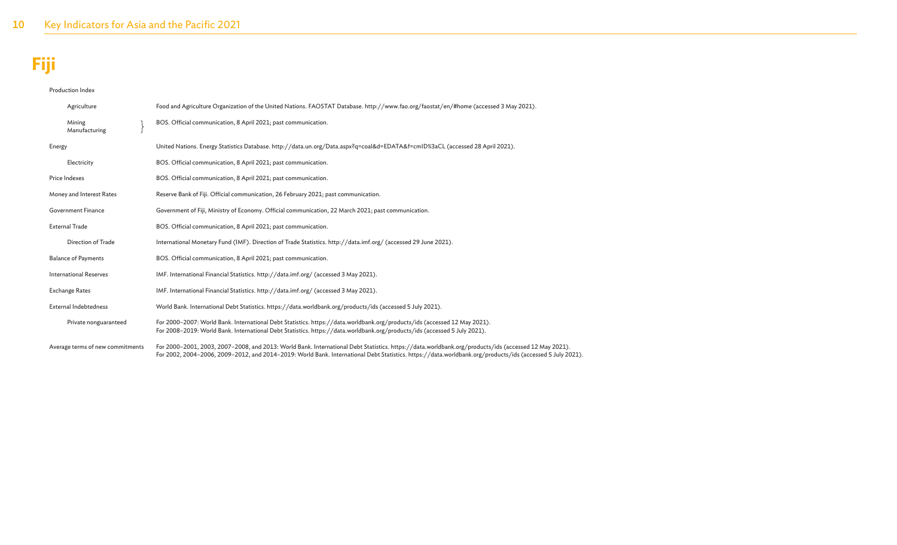# Fiji

| | |
|---|---|
| Production Index | |
| Agriculture | Food and Agriculture Organization of the United Nations. FAOSTAT Database. http://www.fao.org/faostat/en/#home (accessed 3 May 2021). |
| Mining<br>Manufacturing | BOS. Official communication, 8 April 2021; past communication. |
| Energy | United Nations. Energy Statistics Database. http://data.un.org/Data.aspx?q=coal&d=EDATA&f=cmID%3aCL (accessed 28 April 2021). |
| Electricity | BOS. Official communication, 8 April 2021; past communication. |
| Price Indexes | BOS. Official communication, 8 April 2021; past communication. |
| Money and Interest Rates | Reserve Bank of Fiji. Official communication, 26 February 2021; past communication. |
| Government Finance | Government of Fiji, Ministry of Economy. Official communication, 22 March 2021; past communication. |
| External Trade | BOS. Official communication, 8 April 2021; past communication. |
| Direction of Trade | International Monetary Fund (IMF). Direction of Trade Statistics. http://data.imf.org/ (accessed 29 June 2021). |
| Balance of Payments | BOS. Official communication, 8 April 2021; past communication. |
| International Reserves | IMF. International Financial Statistics. http://data.imf.org/ (accessed 3 May 2021). |
| Exchange Rates | IMF. International Financial Statistics. http://data.imf.org/ (accessed 3 May 2021). |
| External Indebtedness | World Bank. International Debt Statistics. https://data.worldbank.org/products/ids (accessed 5 July 2021). |
| Private nonguaranteed | For 2000–2007: World Bank. International Debt Statistics. https://data.worldbank.org/products/ids (accessed 12 May 2021).<br>For 2008–2019: World Bank. International Debt Statistics. https://data.worldbank.org/products/ids (accessed 5 July 2021). |
| Average terms of new commitments | For 2000–2001, 2003, 2007–2008, and 2013: World Bank. International Debt Statistics. https://data.worldbank.org/products/ids (accessed 12 May 2021).<br>For 2002, 2004–2006, 2009–2012, and 2014–2019: World Bank. International Debt Statistics. https://data.worldbank.org/products/ids (accessed 5 July 2021). |